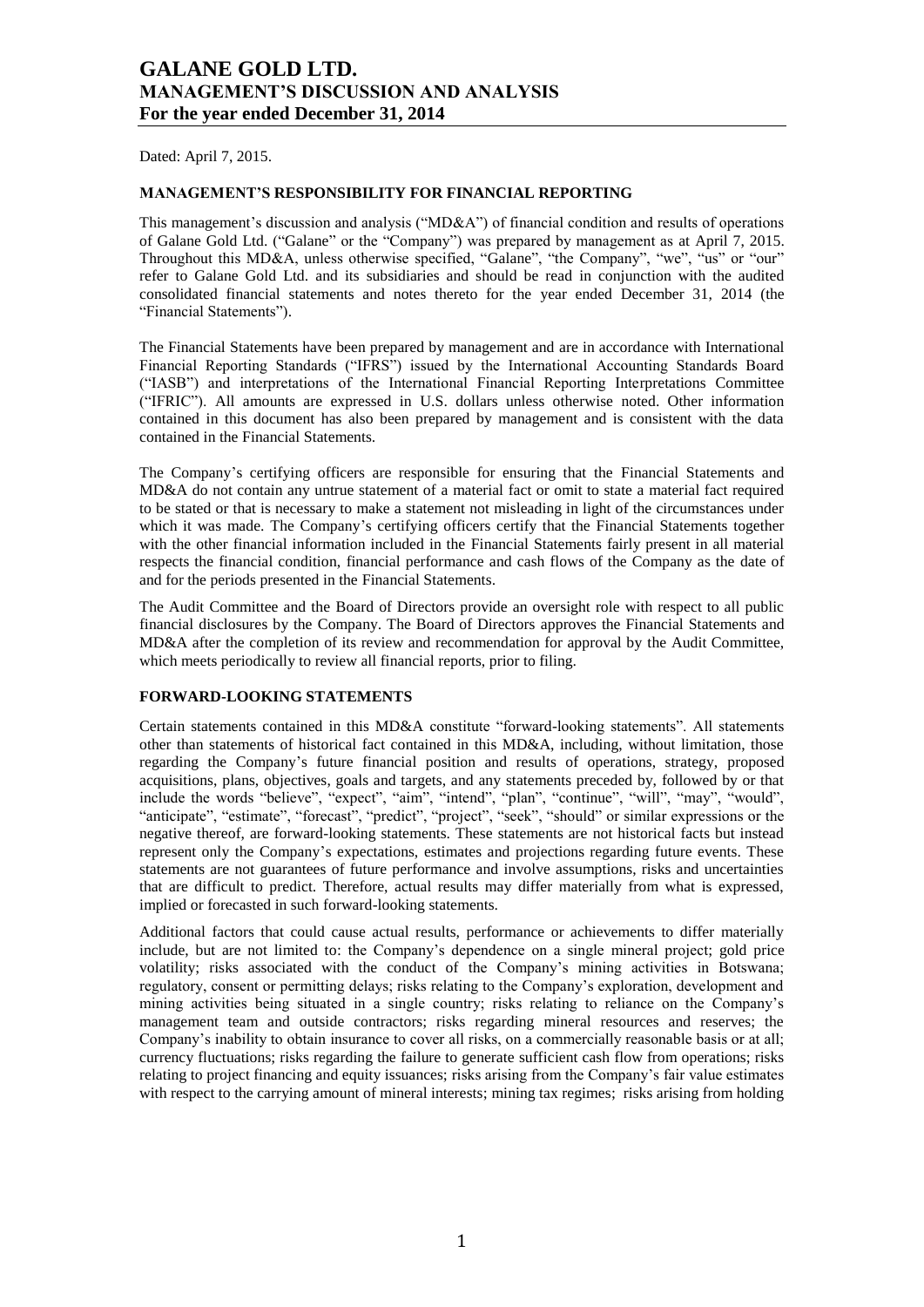# GALANE GOLD LTD.
# MANAGEMENT'S DISCUSSION AND ANALYSIS
# For the year ended December 31, 2014

Dated: April 7, 2015.

## MANAGEMENT'S RESPONSIBILITY FOR FINANCIAL REPORTING

This management's discussion and analysis ("MD&A") of financial condition and results of operations of Galane Gold Ltd. ("Galane" or the "Company") was prepared by management as at April 7, 2015. Throughout this MD&A, unless otherwise specified, "Galane", "the Company", "we", "us" or "our" refer to Galane Gold Ltd. and its subsidiaries and should be read in conjunction with the audited consolidated financial statements and notes thereto for the year ended December 31, 2014 (the "Financial Statements").

The Financial Statements have been prepared by management and are in accordance with International Financial Reporting Standards ("IFRS") issued by the International Accounting Standards Board ("IASB") and interpretations of the International Financial Reporting Interpretations Committee ("IFRIC"). All amounts are expressed in U.S. dollars unless otherwise noted. Other information contained in this document has also been prepared by management and is consistent with the data contained in the Financial Statements.

The Company's certifying officers are responsible for ensuring that the Financial Statements and MD&A do not contain any untrue statement of a material fact or omit to state a material fact required to be stated or that is necessary to make a statement not misleading in light of the circumstances under which it was made. The Company's certifying officers certify that the Financial Statements together with the other financial information included in the Financial Statements fairly present in all material respects the financial condition, financial performance and cash flows of the Company as the date of and for the periods presented in the Financial Statements.

The Audit Committee and the Board of Directors provide an oversight role with respect to all public financial disclosures by the Company. The Board of Directors approves the Financial Statements and MD&A after the completion of its review and recommendation for approval by the Audit Committee, which meets periodically to review all financial reports, prior to filing.

## FORWARD-LOOKING STATEMENTS

Certain statements contained in this MD&A constitute "forward-looking statements". All statements other than statements of historical fact contained in this MD&A, including, without limitation, those regarding the Company's future financial position and results of operations, strategy, proposed acquisitions, plans, objectives, goals and targets, and any statements preceded by, followed by or that include the words "believe", "expect", "aim", "intend", "plan", "continue", "will", "may", "would", "anticipate", "estimate", "forecast", "predict", "project", "seek", "should" or similar expressions or the negative thereof, are forward-looking statements. These statements are not historical facts but instead represent only the Company's expectations, estimates and projections regarding future events. These statements are not guarantees of future performance and involve assumptions, risks and uncertainties that are difficult to predict. Therefore, actual results may differ materially from what is expressed, implied or forecasted in such forward-looking statements.

Additional factors that could cause actual results, performance or achievements to differ materially include, but are not limited to: the Company's dependence on a single mineral project; gold price volatility; risks associated with the conduct of the Company's mining activities in Botswana; regulatory, consent or permitting delays; risks relating to the Company's exploration, development and mining activities being situated in a single country; risks relating to reliance on the Company's management team and outside contractors; risks regarding mineral resources and reserves; the Company's inability to obtain insurance to cover all risks, on a commercially reasonable basis or at all; currency fluctuations; risks regarding the failure to generate sufficient cash flow from operations; risks relating to project financing and equity issuances; risks arising from the Company's fair value estimates with respect to the carrying amount of mineral interests; mining tax regimes; risks arising from holding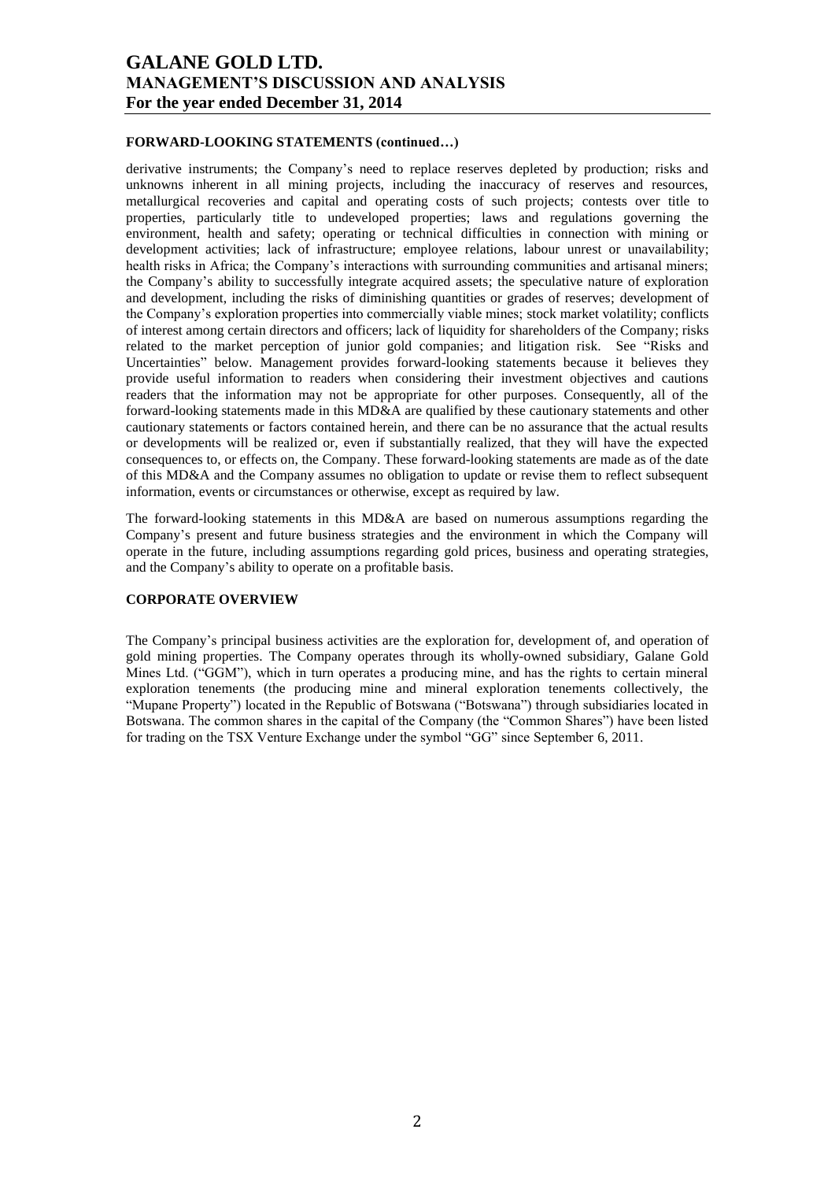#### FORWARD-LOOKING STATEMENTS (continued…)

derivative instruments; the Company's need to replace reserves depleted by production; risks and unknowns inherent in all mining projects, including the inaccuracy of reserves and resources, metallurgical recoveries and capital and operating costs of such projects; contests over title to properties, particularly title to undeveloped properties; laws and regulations governing the environment, health and safety; operating or technical difficulties in connection with mining or development activities; lack of infrastructure; employee relations, labour unrest or unavailability; health risks in Africa; the Company's interactions with surrounding communities and artisanal miners; the Company's ability to successfully integrate acquired assets; the speculative nature of exploration and development, including the risks of diminishing quantities or grades of reserves; development of the Company's exploration properties into commercially viable mines; stock market volatility; conflicts of interest among certain directors and officers; lack of liquidity for shareholders of the Company; risks related to the market perception of junior gold companies; and litigation risk. See "Risks and Uncertainties" below. Management provides forward-looking statements because it believes they provide useful information to readers when considering their investment objectives and cautions readers that the information may not be appropriate for other purposes. Consequently, all of the forward-looking statements made in this MD&A are qualified by these cautionary statements and other cautionary statements or factors contained herein, and there can be no assurance that the actual results or developments will be realized or, even if substantially realized, that they will have the expected consequences to, or effects on, the Company. These forward-looking statements are made as of the date of this MD&A and the Company assumes no obligation to update or revise them to reflect subsequent information, events or circumstances or otherwise, except as required by law.

The forward-looking statements in this MD&A are based on numerous assumptions regarding the Company's present and future business strategies and the environment in which the Company will operate in the future, including assumptions regarding gold prices, business and operating strategies, and the Company's ability to operate on a profitable basis.

#### CORPORATE OVERVIEW

The Company's principal business activities are the exploration for, development of, and operation of gold mining properties. The Company operates through its wholly-owned subsidiary, Galane Gold Mines Ltd. ("GGM"), which in turn operates a producing mine, and has the rights to certain mineral exploration tenements (the producing mine and mineral exploration tenements collectively, the "Mupane Property") located in the Republic of Botswana ("Botswana") through subsidiaries located in Botswana. The common shares in the capital of the Company (the "Common Shares") have been listed for trading on the TSX Venture Exchange under the symbol "GG" since September 6, 2011.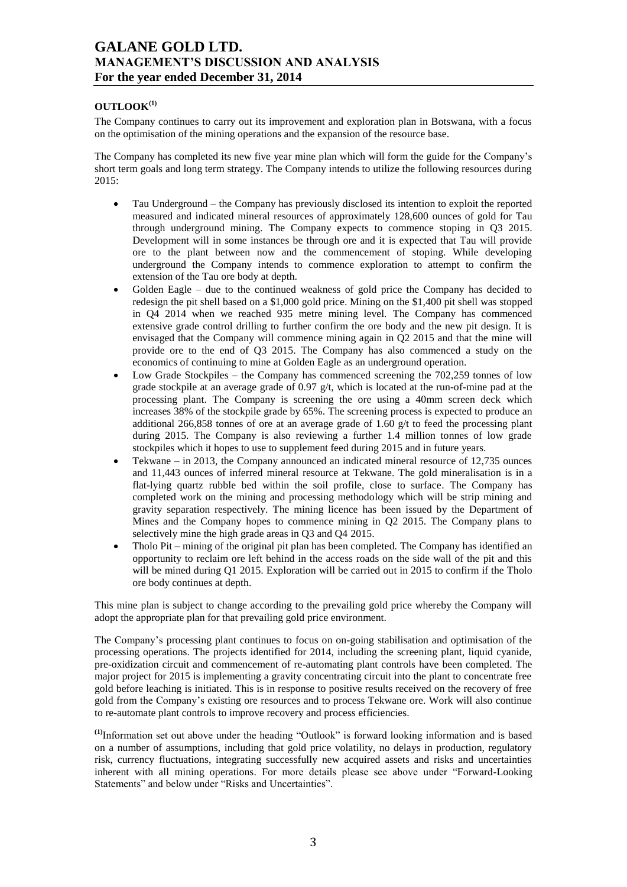## OUTLOOK[(1)]

The Company continues to carry out its improvement and exploration plan in Botswana, with a focus on the optimisation of the mining operations and the expansion of the resource base.

The Company has completed its new five year mine plan which will form the guide for the Company's short term goals and long term strategy. The Company intends to utilize the following resources during 2015:

- Tau Underground – the Company has previously disclosed its intention to exploit the reported measured and indicated mineral resources of approximately 128,600 ounces of gold for Tau through underground mining. The Company expects to commence stoping in Q3 2015. Development will in some instances be through ore and it is expected that Tau will provide ore to the plant between now and the commencement of stoping. While developing underground the Company intends to commence exploration to attempt to confirm the extension of the Tau ore body at depth.
- Golden Eagle – due to the continued weakness of gold price the Company has decided to redesign the pit shell based on a $1,000 gold price. Mining on the $1,400 pit shell was stopped in Q4 2014 when we reached 935 metre mining level. The Company has commenced extensive grade control drilling to further confirm the ore body and the new pit design. It is envisaged that the Company will commence mining again in Q2 2015 and that the mine will provide ore to the end of Q3 2015. The Company has also commenced a study on the economics of continuing to mine at Golden Eagle as an underground operation.
- Low Grade Stockpiles – the Company has commenced screening the 702,259 tonnes of low grade stockpile at an average grade of 0.97 g/t, which is located at the run-of-mine pad at the processing plant. The Company is screening the ore using a 40mm screen deck which increases 38% of the stockpile grade by 65%. The screening process is expected to produce an additional 266,858 tonnes of ore at an average grade of 1.60 g/t to feed the processing plant during 2015. The Company is also reviewing a further 1.4 million tonnes of low grade stockpiles which it hopes to use to supplement feed during 2015 and in future years.
- Tekwane – in 2013, the Company announced an indicated mineral resource of 12,735 ounces and 11,443 ounces of inferred mineral resource at Tekwane. The gold mineralisation is in a flat-lying quartz rubble bed within the soil profile, close to surface. The Company has completed work on the mining and processing methodology which will be strip mining and gravity separation respectively. The mining licence has been issued by the Department of Mines and the Company hopes to commence mining in Q2 2015. The Company plans to selectively mine the high grade areas in Q3 and Q4 2015.
- Tholo Pit – mining of the original pit plan has been completed. The Company has identified an opportunity to reclaim ore left behind in the access roads on the side wall of the pit and this will be mined during Q1 2015. Exploration will be carried out in 2015 to confirm if the Tholo ore body continues at depth.

This mine plan is subject to change according to the prevailing gold price whereby the Company will adopt the appropriate plan for that prevailing gold price environment.

The Company's processing plant continues to focus on on-going stabilisation and optimisation of the processing operations. The projects identified for 2014, including the screening plant, liquid cyanide, pre-oxidization circuit and commencement of re-automating plant controls have been completed. The major project for 2015 is implementing a gravity concentrating circuit into the plant to concentrate free gold before leaching is initiated. This is in response to positive results received on the recovery of free gold from the Company's existing ore resources and to process Tekwane ore. Work will also continue to re-automate plant controls to improve recovery and process efficiencies.

[(1)]Information set out above under the heading "Outlook" is forward looking information and is based on a number of assumptions, including that gold price volatility, no delays in production, regulatory risk, currency fluctuations, integrating successfully new acquired assets and risks and uncertainties inherent with all mining operations. For more details please see above under "Forward-Looking Statements" and below under "Risks and Uncertainties".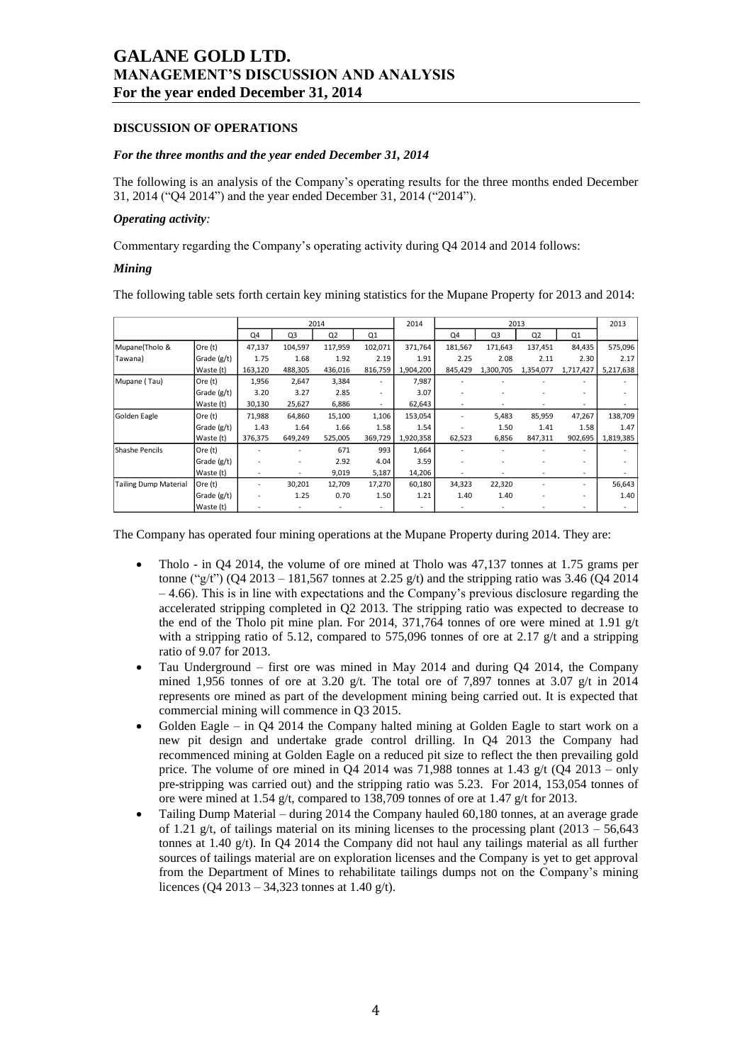# GALANE GOLD LTD.
# MANAGEMENT'S DISCUSSION AND ANALYSIS
# For the year ended December 31, 2014

## DISCUSSION OF OPERATIONS

### *For the three months and the year ended December 31, 2014*

The following is an analysis of the Company's operating results for the three months ended December 31, 2014 ("Q4 2014") and the year ended December 31, 2014 ("2014").

***Operating activity:***

Commentary regarding the Company's operating activity during Q4 2014 and 2014 follows:

***Mining***

The following table sets forth certain key mining statistics for the Mupane Property for 2013 and 2014:

| | | 2014 | | | | 2014 | 2013 | | | | 2013 |
|---|---|---|---|---|---|---|---|---|---|---|---|
| | | Q4 | Q3 | Q2 | Q1 | | Q4 | Q3 | Q2 | Q1 | |
| Mupane(Tholo & Tawana) | Ore (t) | 47,137 | 104,597 | 117,959 | 102,071 | 371,764 | 181,567 | 171,643 | 137,451 | 84,435 | 575,096 |
| | Grade (g/t) | 1.75 | 1.68 | 1.92 | 2.19 | 1.91 | 2.25 | 2.08 | 2.11 | 2.30 | 2.17 |
| | Waste (t) | 163,120 | 488,305 | 436,016 | 816,759 | 1,904,200 | 845,429 | 1,300,705 | 1,354,077 | 1,717,427 | 5,217,638 |
| Mupane ( Tau) | Ore (t) | 1,956 | 2,647 | 3,384 | - | 7,987 | - | - | - | - | - |
| | Grade (g/t) | 3.20 | 3.27 | 2.85 | - | 3.07 | - | - | - | - | - |
| | Waste (t) | 30,130 | 25,627 | 6,886 | - | 62,643 | - | - | - | - | - |
| Golden Eagle | Ore (t) | 71,988 | 64,860 | 15,100 | 1,106 | 153,054 | - | 5,483 | 85,959 | 47,267 | 138,709 |
| | Grade (g/t) | 1.43 | 1.64 | 1.66 | 1.58 | 1.54 | - | 1.50 | 1.41 | 1.58 | 1.47 |
| | Waste (t) | 376,375 | 649,249 | 525,005 | 369,729 | 1,920,358 | 62,523 | 6,856 | 847,311 | 902,695 | 1,819,385 |
| Shashe Pencils | Ore (t) | - | - | 671 | 993 | 1,664 | - | - | - | - | - |
| | Grade (g/t) | - | - | 2.92 | 4.04 | 3.59 | - | - | - | - | - |
| | Waste (t) | - | - | 9,019 | 5,187 | 14,206 | - | - | - | - | - |
| Tailing Dump Material | Ore (t) | - | 30,201 | 12,709 | 17,270 | 60,180 | 34,323 | 22,320 | - | - | 56,643 |
| | Grade (g/t) | - | 1.25 | 0.70 | 1.50 | 1.21 | 1.40 | 1.40 | - | - | 1.40 |
| | Waste (t) | - | - | - | - | - | - | - | - | - | - |

The Company has operated four mining operations at the Mupane Property during 2014. They are:

- Tholo - in Q4 2014, the volume of ore mined at Tholo was 47,137 tonnes at 1.75 grams per tonne ("g/t") (Q4 2013 – 181,567 tonnes at 2.25 g/t) and the stripping ratio was 3.46 (Q4 2014 – 4.66). This is in line with expectations and the Company's previous disclosure regarding the accelerated stripping completed in Q2 2013. The stripping ratio was expected to decrease to the end of the Tholo pit mine plan. For 2014, 371,764 tonnes of ore were mined at 1.91 g/t with a stripping ratio of 5.12, compared to 575,096 tonnes of ore at 2.17 g/t and a stripping ratio of 9.07 for 2013.
- Tau Underground – first ore was mined in May 2014 and during Q4 2014, the Company mined 1,956 tonnes of ore at 3.20 g/t. The total ore of 7,897 tonnes at 3.07 g/t in 2014 represents ore mined as part of the development mining being carried out. It is expected that commercial mining will commence in Q3 2015.
- Golden Eagle – in Q4 2014 the Company halted mining at Golden Eagle to start work on a new pit design and undertake grade control drilling. In Q4 2013 the Company had recommenced mining at Golden Eagle on a reduced pit size to reflect the then prevailing gold price. The volume of ore mined in Q4 2014 was 71,988 tonnes at 1.43 g/t (Q4 2013 – only pre-stripping was carried out) and the stripping ratio was 5.23. For 2014, 153,054 tonnes of ore were mined at 1.54 g/t, compared to 138,709 tonnes of ore at 1.47 g/t for 2013.
- Tailing Dump Material – during 2014 the Company hauled 60,180 tonnes, at an average grade of 1.21 g/t, of tailings material on its mining licenses to the processing plant (2013 – 56,643 tonnes at 1.40 g/t). In Q4 2014 the Company did not haul any tailings material as all further sources of tailings material are on exploration licenses and the Company is yet to get approval from the Department of Mines to rehabilitate tailings dumps not on the Company's mining licences (Q4 2013 – 34,323 tonnes at 1.40 g/t).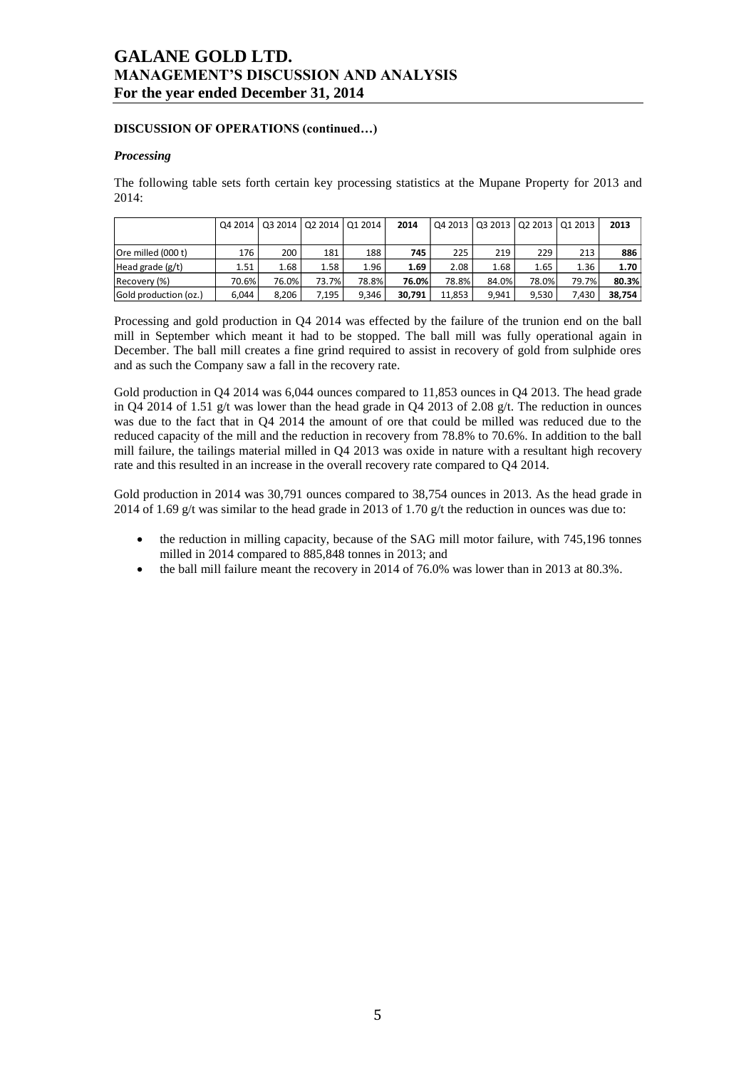**DISCUSSION OF OPERATIONS (continued…)**

***Processing***

The following table sets forth certain key processing statistics at the Mupane Property for 2013 and 2014:

| | Q4 2014 | Q3 2014 | Q2 2014 | Q1 2014 | 2014 | Q4 2013 | Q3 2013 | Q2 2013 | Q1 2013 | 2013 |
|---|---|---|---|---|---|---|---|---|---|---|
| Ore milled (000 t) | 176 | 200 | 181 | 188 | **745** | 225 | 219 | 229 | 213 | **886** |
| Head grade (g/t) | 1.51 | 1.68 | 1.58 | 1.96 | **1.69** | 2.08 | 1.68 | 1.65 | 1.36 | **1.70** |
| Recovery (%) | 70.6% | 76.0% | 73.7% | 78.8% | **76.0%** | 78.8% | 84.0% | 78.0% | 79.7% | **80.3%** |
| Gold production (oz.) | 6,044 | 8,206 | 7,195 | 9,346 | **30,791** | 11,853 | 9,941 | 9,530 | 7,430 | **38,754** |

Processing and gold production in Q4 2014 was effected by the failure of the trunion end on the ball mill in September which meant it had to be stopped. The ball mill was fully operational again in December. The ball mill creates a fine grind required to assist in recovery of gold from sulphide ores and as such the Company saw a fall in the recovery rate.

Gold production in Q4 2014 was 6,044 ounces compared to 11,853 ounces in Q4 2013. The head grade in Q4 2014 of 1.51 g/t was lower than the head grade in Q4 2013 of 2.08 g/t. The reduction in ounces was due to the fact that in Q4 2014 the amount of ore that could be milled was reduced due to the reduced capacity of the mill and the reduction in recovery from 78.8% to 70.6%. In addition to the ball mill failure, the tailings material milled in Q4 2013 was oxide in nature with a resultant high recovery rate and this resulted in an increase in the overall recovery rate compared to Q4 2014.

Gold production in 2014 was 30,791 ounces compared to 38,754 ounces in 2013. As the head grade in 2014 of 1.69 g/t was similar to the head grade in 2013 of 1.70 g/t the reduction in ounces was due to:

- the reduction in milling capacity, because of the SAG mill motor failure, with 745,196 tonnes milled in 2014 compared to 885,848 tonnes in 2013; and
- the ball mill failure meant the recovery in 2014 of 76.0% was lower than in 2013 at 80.3%.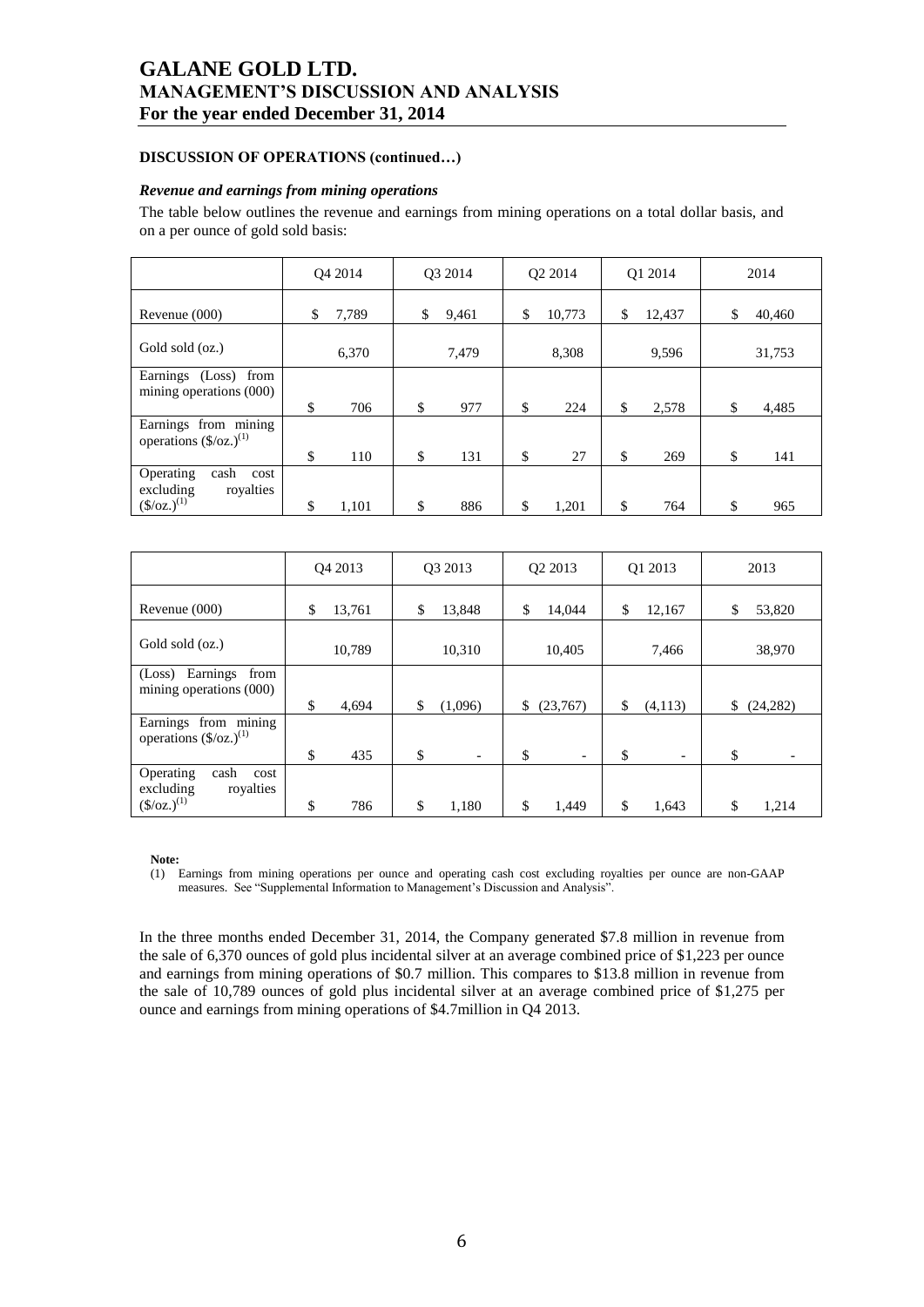### DISCUSSION OF OPERATIONS (continued…)

#### *Revenue and earnings from mining operations*

The table below outlines the revenue and earnings from mining operations on a total dollar basis, and on a per ounce of gold sold basis:

| | Q4 2014 | Q3 2014 | Q2 2014 | Q1 2014 | 2014 |
|---|---|---|---|---|---|
| Revenue (000) | $ 7,789 | $ 9,461 | $ 10,773 | $ 12,437 | $ 40,460 |
| Gold sold (oz.) | 6,370 | 7,479 | 8,308 | 9,596 | 31,753 |
| Earnings (Loss) from mining operations (000) | $ 706 | $ 977 | $ 224 | $ 2,578 | $ 4,485 |
| Earnings from mining operations ($/oz.)[(1)] | $ 110 | $ 131 | $ 27 | $ 269 | $ 141 |
| Operating cash cost excluding royalties ($/oz.)[(1)] | $ 1,101 | $ 886 | $ 1,201 | $ 764 | $ 965 |

| | Q4 2013 | Q3 2013 | Q2 2013 | Q1 2013 | 2013 |
|---|---|---|---|---|---|
| Revenue (000) | $ 13,761 | $ 13,848 | $ 14,044 | $ 12,167 | $ 53,820 |
| Gold sold (oz.) | 10,789 | 10,310 | 10,405 | 7,466 | 38,970 |
| (Loss) Earnings from mining operations (000) | $ 4,694 | $ (1,096) | $ (23,767) | $ (4,113) | $ (24,282) |
| Earnings from mining operations ($/oz.)[(1)] | $ 435 | $ - | $ - | $ - | $ - |
| Operating cash cost excluding royalties ($/oz.)[(1)] | $ 786 | $ 1,180 | $ 1,449 | $ 1,643 | $ 1,214 |

**Note:**

(1) Earnings from mining operations per ounce and operating cash cost excluding royalties per ounce are non-GAAP measures. See "Supplemental Information to Management's Discussion and Analysis".

In the three months ended December 31, 2014, the Company generated $7.8 million in revenue from the sale of 6,370 ounces of gold plus incidental silver at an average combined price of $1,223 per ounce and earnings from mining operations of $0.7 million. This compares to $13.8 million in revenue from the sale of 10,789 ounces of gold plus incidental silver at an average combined price of $1,275 per ounce and earnings from mining operations of $4.7million in Q4 2013.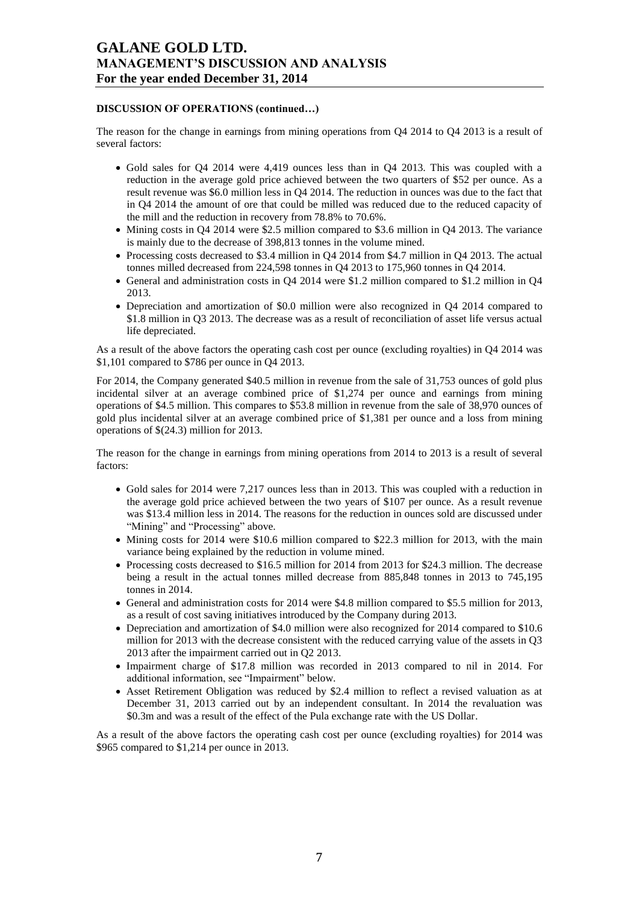**DISCUSSION OF OPERATIONS (continued…)**

The reason for the change in earnings from mining operations from Q4 2014 to Q4 2013 is a result of several factors:

- Gold sales for Q4 2014 were 4,419 ounces less than in Q4 2013. This was coupled with a reduction in the average gold price achieved between the two quarters of $52 per ounce. As a result revenue was $6.0 million less in Q4 2014. The reduction in ounces was due to the fact that in Q4 2014 the amount of ore that could be milled was reduced due to the reduced capacity of the mill and the reduction in recovery from 78.8% to 70.6%.
- Mining costs in Q4 2014 were $2.5 million compared to $3.6 million in Q4 2013. The variance is mainly due to the decrease of 398,813 tonnes in the volume mined.
- Processing costs decreased to $3.4 million in Q4 2014 from $4.7 million in Q4 2013. The actual tonnes milled decreased from 224,598 tonnes in Q4 2013 to 175,960 tonnes in Q4 2014.
- General and administration costs in Q4 2014 were $1.2 million compared to $1.2 million in Q4 2013.
- Depreciation and amortization of $0.0 million were also recognized in Q4 2014 compared to $1.8 million in Q3 2013. The decrease was as a result of reconciliation of asset life versus actual life depreciated.

As a result of the above factors the operating cash cost per ounce (excluding royalties) in Q4 2014 was $1,101 compared to $786 per ounce in Q4 2013.

For 2014, the Company generated $40.5 million in revenue from the sale of 31,753 ounces of gold plus incidental silver at an average combined price of $1,274 per ounce and earnings from mining operations of $4.5 million. This compares to $53.8 million in revenue from the sale of 38,970 ounces of gold plus incidental silver at an average combined price of $1,381 per ounce and a loss from mining operations of $(24.3) million for 2013.

The reason for the change in earnings from mining operations from 2014 to 2013 is a result of several factors:

- Gold sales for 2014 were 7,217 ounces less than in 2013. This was coupled with a reduction in the average gold price achieved between the two years of $107 per ounce. As a result revenue was $13.4 million less in 2014. The reasons for the reduction in ounces sold are discussed under "Mining" and "Processing" above.
- Mining costs for 2014 were $10.6 million compared to $22.3 million for 2013, with the main variance being explained by the reduction in volume mined.
- Processing costs decreased to $16.5 million for 2014 from 2013 for $24.3 million. The decrease being a result in the actual tonnes milled decrease from 885,848 tonnes in 2013 to 745,195 tonnes in 2014.
- General and administration costs for 2014 were $4.8 million compared to $5.5 million for 2013, as a result of cost saving initiatives introduced by the Company during 2013.
- Depreciation and amortization of $4.0 million were also recognized for 2014 compared to $10.6 million for 2013 with the decrease consistent with the reduced carrying value of the assets in Q3 2013 after the impairment carried out in Q2 2013.
- Impairment charge of $17.8 million was recorded in 2013 compared to nil in 2014. For additional information, see "Impairment" below.
- Asset Retirement Obligation was reduced by $2.4 million to reflect a revised valuation as at December 31, 2013 carried out by an independent consultant. In 2014 the revaluation was $0.3m and was a result of the effect of the Pula exchange rate with the US Dollar.

As a result of the above factors the operating cash cost per ounce (excluding royalties) for 2014 was $965 compared to $1,214 per ounce in 2013.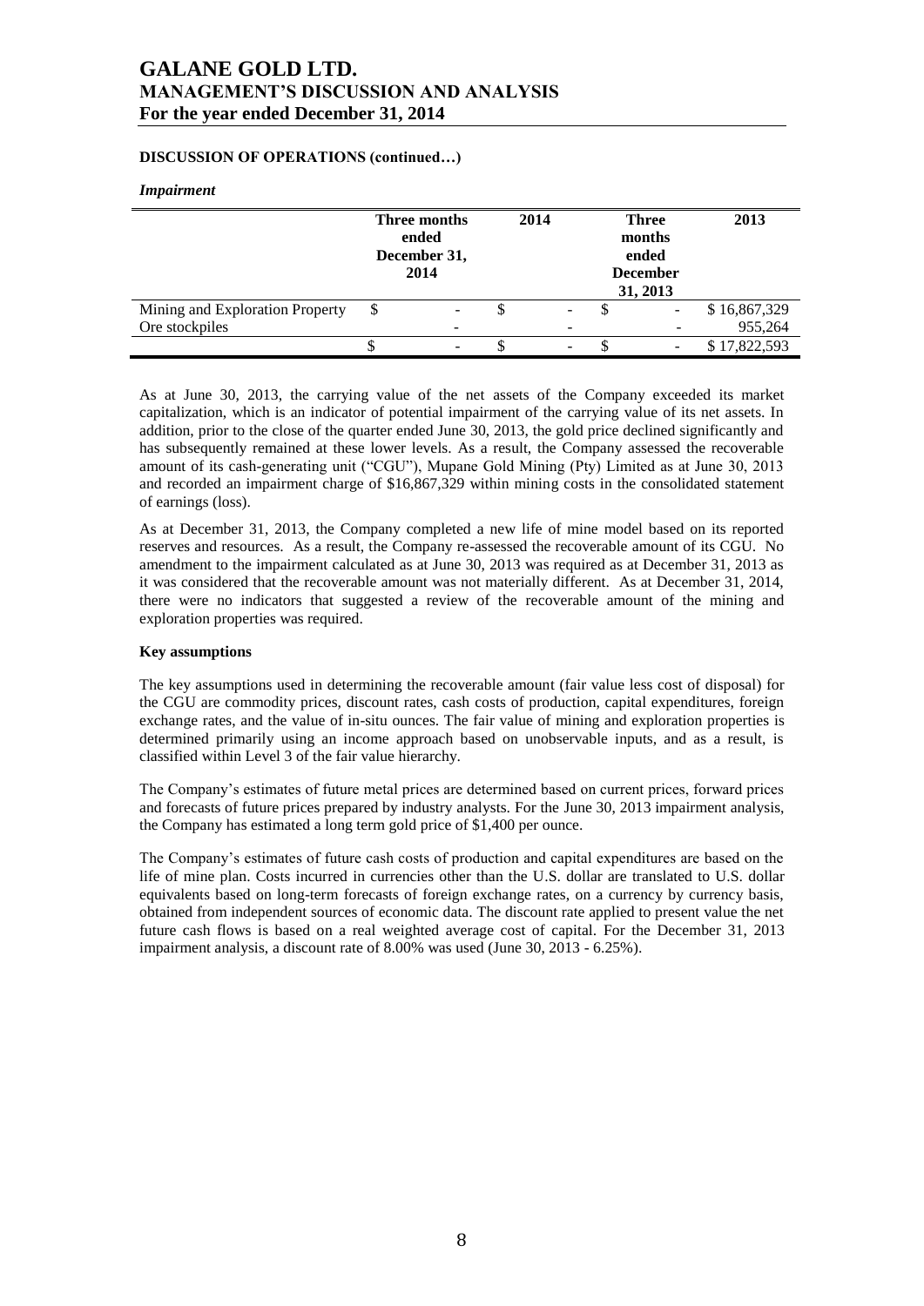## DISCUSSION OF OPERATIONS (continued…)

### *Impairment*

| | Three months ended December 31, 2014 | 2014 | Three months ended December 31, 2013 | 2013 |
|---|---|---|---|---|
| Mining and Exploration Property | $ - | $ - | $ - | $ 16,867,329 |
| Ore stockpiles | - | - | - | 955,264 |
| | $ - | $ - | $ - | $ 17,822,593 |

As at June 30, 2013, the carrying value of the net assets of the Company exceeded its market capitalization, which is an indicator of potential impairment of the carrying value of its net assets. In addition, prior to the close of the quarter ended June 30, 2013, the gold price declined significantly and has subsequently remained at these lower levels. As a result, the Company assessed the recoverable amount of its cash-generating unit ("CGU"), Mupane Gold Mining (Pty) Limited as at June 30, 2013 and recorded an impairment charge of $16,867,329 within mining costs in the consolidated statement of earnings (loss).

As at December 31, 2013, the Company completed a new life of mine model based on its reported reserves and resources. As a result, the Company re-assessed the recoverable amount of its CGU. No amendment to the impairment calculated as at June 30, 2013 was required as at December 31, 2013 as it was considered that the recoverable amount was not materially different. As at December 31, 2014, there were no indicators that suggested a review of the recoverable amount of the mining and exploration properties was required.

**Key assumptions**

The key assumptions used in determining the recoverable amount (fair value less cost of disposal) for the CGU are commodity prices, discount rates, cash costs of production, capital expenditures, foreign exchange rates, and the value of in-situ ounces. The fair value of mining and exploration properties is determined primarily using an income approach based on unobservable inputs, and as a result, is classified within Level 3 of the fair value hierarchy.

The Company's estimates of future metal prices are determined based on current prices, forward prices and forecasts of future prices prepared by industry analysts. For the June 30, 2013 impairment analysis, the Company has estimated a long term gold price of $1,400 per ounce.

The Company's estimates of future cash costs of production and capital expenditures are based on the life of mine plan. Costs incurred in currencies other than the U.S. dollar are translated to U.S. dollar equivalents based on long-term forecasts of foreign exchange rates, on a currency by currency basis, obtained from independent sources of economic data. The discount rate applied to present value the net future cash flows is based on a real weighted average cost of capital. For the December 31, 2013 impairment analysis, a discount rate of 8.00% was used (June 30, 2013 - 6.25%).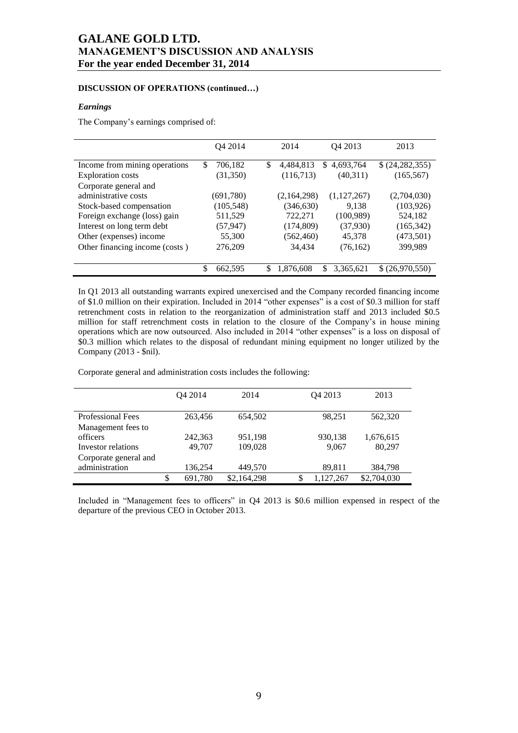**DISCUSSION OF OPERATIONS (continued…)**

***Earnings***

The Company's earnings comprised of:

| | Q4 2014 | 2014 | Q4 2013 | 2013 |
|---|---|---|---|---|
| Income from mining operations | $ 706,182 | $ 4,484,813 | $ 4,693,764 | $ (24,282,355) |
| Exploration costs | (31,350) | (116,713) | (40,311) | (165,567) |
| Corporate general and administrative costs | (691,780) | (2,164,298) | (1,127,267) | (2,704,030) |
| Stock-based compensation | (105,548) | (346,630) | 9,138 | (103,926) |
| Foreign exchange (loss) gain | 511,529 | 722,271 | (100,989) | 524,182 |
| Interest on long term debt | (57,947) | (174,809) | (37,930) | (165,342) |
| Other (expenses) income | 55,300 | (562,460) | 45,378 | (473,501) |
| Other financing income (costs ) | 276,209 | 34,434 | (76,162) | 399,989 |
| | $ 662,595 | $ 1,876,608 | $ 3,365,621 | $ (26,970,550) |

In Q1 2013 all outstanding warrants expired unexercised and the Company recorded financing income of $1.0 million on their expiration. Included in 2014 "other expenses" is a cost of $0.3 million for staff retrenchment costs in relation to the reorganization of administration staff and 2013 included $0.5 million for staff retrenchment costs in relation to the closure of the Company's in house mining operations which are now outsourced. Also included in 2014 "other expenses" is a loss on disposal of $0.3 million which relates to the disposal of redundant mining equipment no longer utilized by the Company (2013 - $nil).

Corporate general and administration costs includes the following:

| | Q4 2014 | 2014 | Q4 2013 | 2013 |
|---|---|---|---|---|
| Professional Fees | 263,456 | 654,502 | 98,251 | 562,320 |
| Management fees to officers | 242,363 | 951,198 | 930,138 | 1,676,615 |
| Investor relations | 49,707 | 109,028 | 9,067 | 80,297 |
| Corporate general and administration | 136,254 | 449,570 | 89,811 | 384,798 |
| | $ 691,780 | $2,164,298 | $ 1,127,267 | $2,704,030 |

Included in "Management fees to officers" in Q4 2013 is $0.6 million expensed in respect of the departure of the previous CEO in October 2013.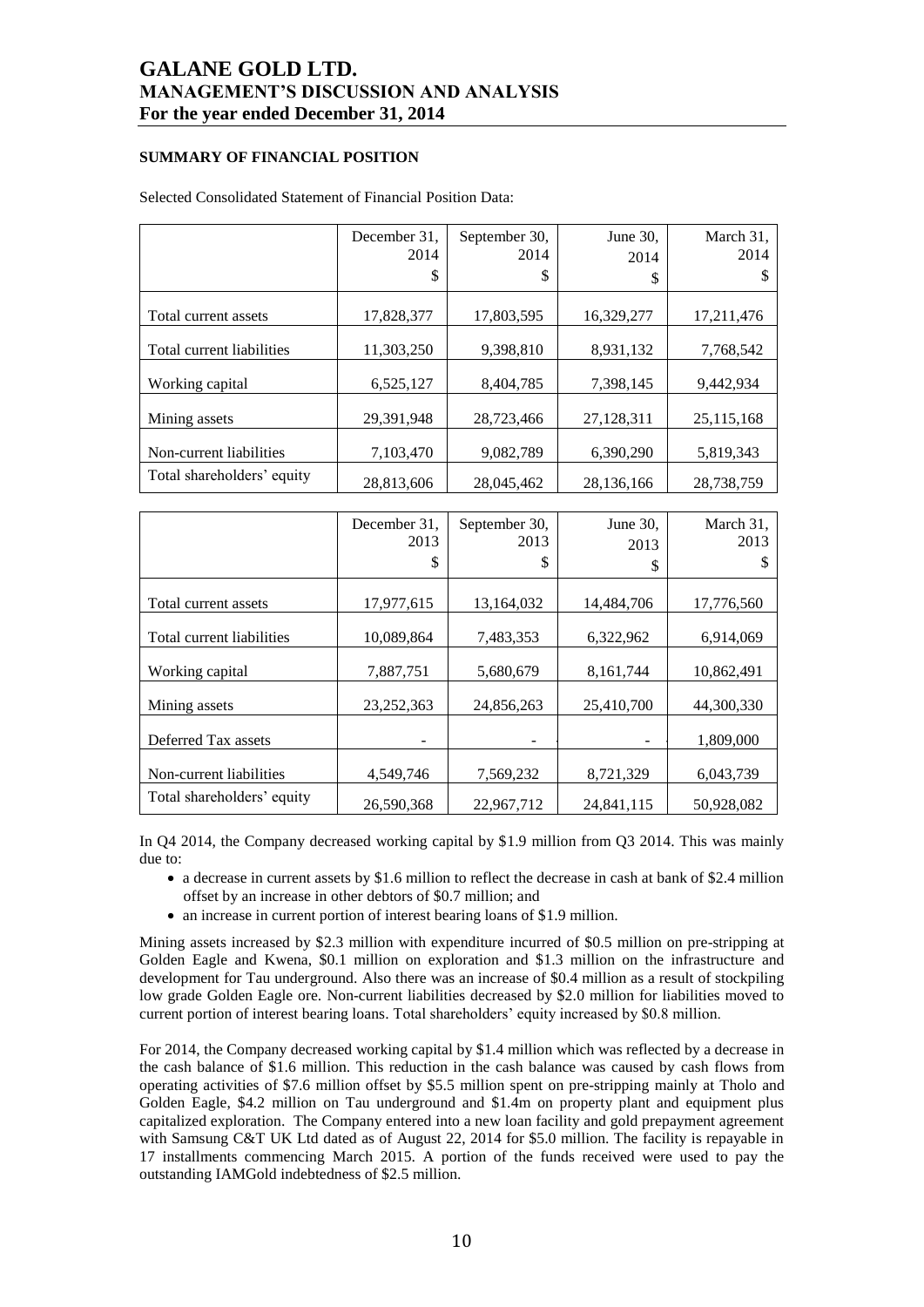## SUMMARY OF FINANCIAL POSITION

Selected Consolidated Statement of Financial Position Data:

| | December 31, 2014 $ | September 30, 2014 $ | June 30, 2014 $ | March 31, 2014 $ |
|---|---|---|---|---|
| Total current assets | 17,828,377 | 17,803,595 | 16,329,277 | 17,211,476 |
| Total current liabilities | 11,303,250 | 9,398,810 | 8,931,132 | 7,768,542 |
| Working capital | 6,525,127 | 8,404,785 | 7,398,145 | 9,442,934 |
| Mining assets | 29,391,948 | 28,723,466 | 27,128,311 | 25,115,168 |
| Non-current liabilities | 7,103,470 | 9,082,789 | 6,390,290 | 5,819,343 |
| Total shareholders' equity | 28,813,606 | 28,045,462 | 28,136,166 | 28,738,759 |

| | December 31, 2013 $ | September 30, 2013 $ | June 30, 2013 $ | March 31, 2013 $ |
|---|---|---|---|---|
| Total current assets | 17,977,615 | 13,164,032 | 14,484,706 | 17,776,560 |
| Total current liabilities | 10,089,864 | 7,483,353 | 6,322,962 | 6,914,069 |
| Working capital | 7,887,751 | 5,680,679 | 8,161,744 | 10,862,491 |
| Mining assets | 23,252,363 | 24,856,263 | 25,410,700 | 44,300,330 |
| Deferred Tax assets | - | - | - | 1,809,000 |
| Non-current liabilities | 4,549,746 | 7,569,232 | 8,721,329 | 6,043,739 |
| Total shareholders' equity | 26,590,368 | 22,967,712 | 24,841,115 | 50,928,082 |

In Q4 2014, the Company decreased working capital by $1.9 million from Q3 2014. This was mainly due to:

- a decrease in current assets by $1.6 million to reflect the decrease in cash at bank of $2.4 million offset by an increase in other debtors of $0.7 million; and
- an increase in current portion of interest bearing loans of $1.9 million.

Mining assets increased by $2.3 million with expenditure incurred of $0.5 million on pre-stripping at Golden Eagle and Kwena, $0.1 million on exploration and $1.3 million on the infrastructure and development for Tau underground. Also there was an increase of $0.4 million as a result of stockpiling low grade Golden Eagle ore. Non-current liabilities decreased by $2.0 million for liabilities moved to current portion of interest bearing loans. Total shareholders' equity increased by $0.8 million.

For 2014, the Company decreased working capital by $1.4 million which was reflected by a decrease in the cash balance of $1.6 million. This reduction in the cash balance was caused by cash flows from operating activities of $7.6 million offset by $5.5 million spent on pre-stripping mainly at Tholo and Golden Eagle, $4.2 million on Tau underground and $1.4m on property plant and equipment plus capitalized exploration. The Company entered into a new loan facility and gold prepayment agreement with Samsung C&T UK Ltd dated as of August 22, 2014 for $5.0 million. The facility is repayable in 17 installments commencing March 2015. A portion of the funds received were used to pay the outstanding IAMGold indebtedness of $2.5 million.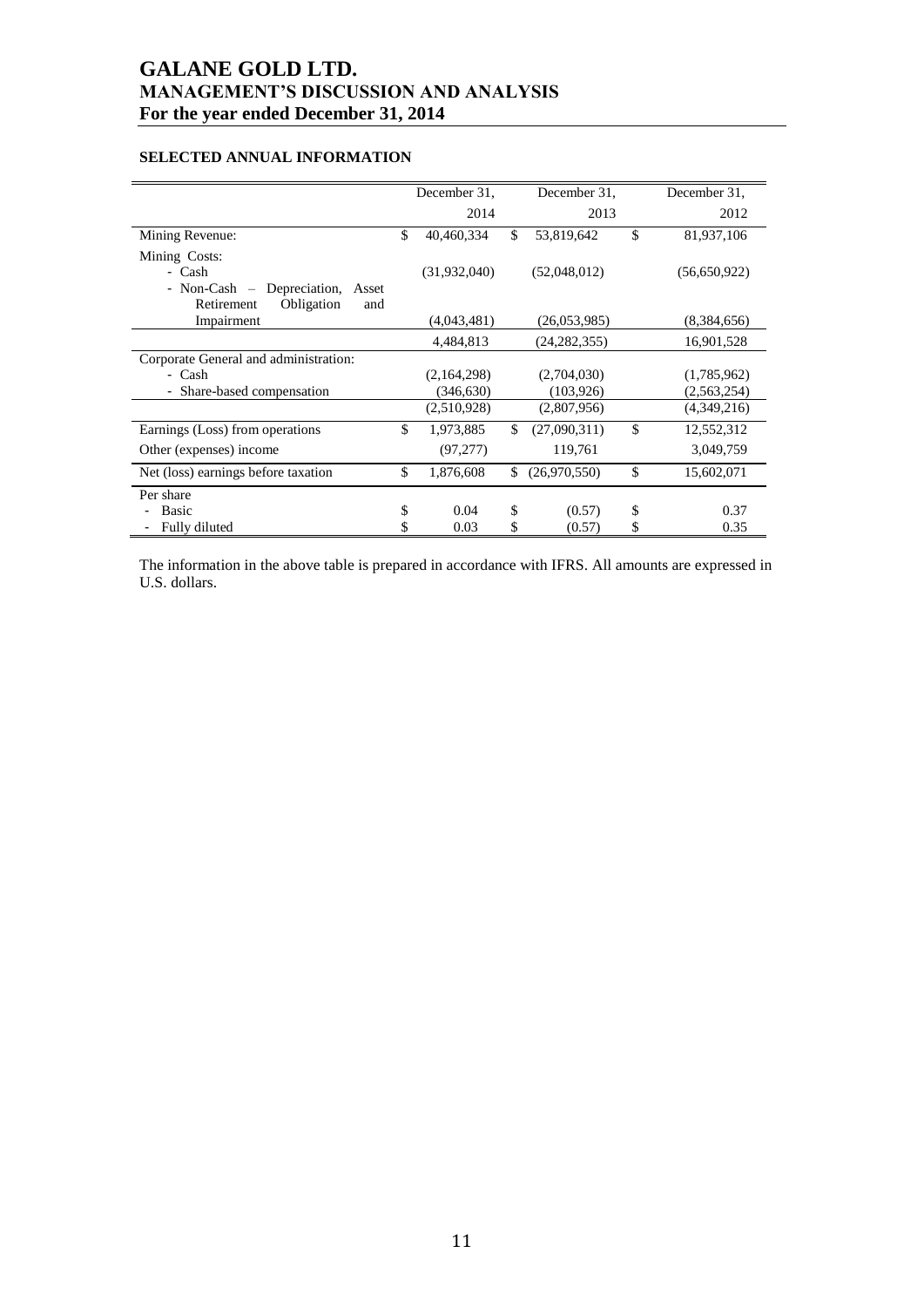# GALANE GOLD LTD.
# MANAGEMENT'S DISCUSSION AND ANALYSIS
# For the year ended December 31, 2014

## SELECTED ANNUAL INFORMATION

| | December 31, 2014 | December 31, 2013 | December 31, 2012 |
|---|---|---|---|
| Mining Revenue: | $ 40,460,334 | $ 53,819,642 | $ 81,937,106 |
| Mining Costs: | | | |
| - Cash | (31,932,040) | (52,048,012) | (56,650,922) |
| - Non-Cash – Depreciation, Asset Retirement Obligation and Impairment | (4,043,481) | (26,053,985) | (8,384,656) |
| | 4,484,813 | (24,282,355) | 16,901,528 |
| Corporate General and administration: | | | |
| - Cash | (2,164,298) | (2,704,030) | (1,785,962) |
| - Share-based compensation | (346,630) | (103,926) | (2,563,254) |
| | (2,510,928) | (2,807,956) | (4,349,216) |
| Earnings (Loss) from operations | $ 1,973,885 | $ (27,090,311) | $ 12,552,312 |
| Other (expenses) income | (97,277) | 119,761 | 3,049,759 |
| Net (loss) earnings before taxation | $ 1,876,608 | $ (26,970,550) | $ 15,602,071 |
| Per share | | | |
| - Basic | $ 0.04 | $ (0.57) | $ 0.37 |
| - Fully diluted | $ 0.03 | $ (0.57) | $ 0.35 |

The information in the above table is prepared in accordance with IFRS. All amounts are expressed in U.S. dollars.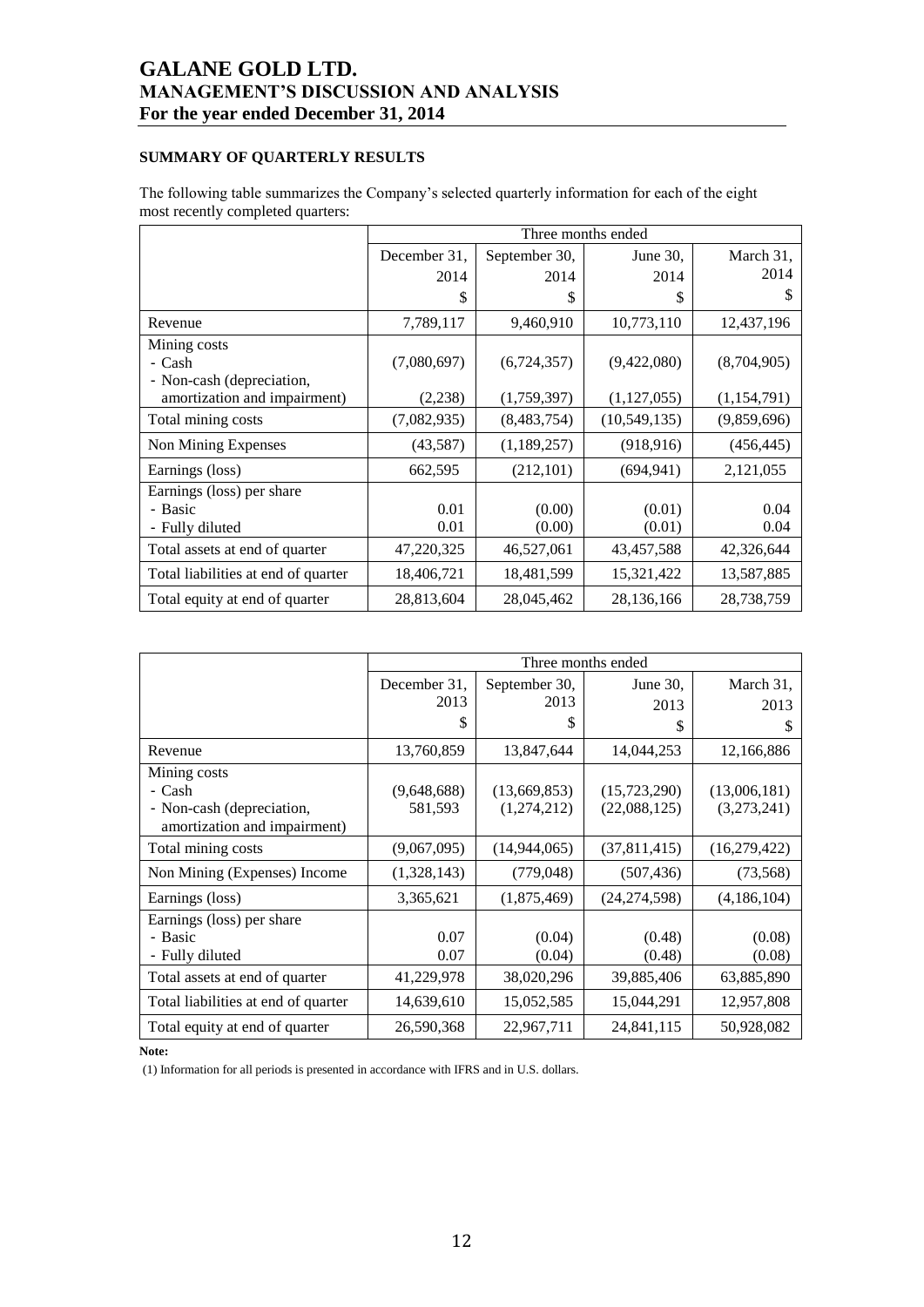## SUMMARY OF QUARTERLY RESULTS

The following table summarizes the Company's selected quarterly information for each of the eight most recently completed quarters:

| | Three months ended | | | |
|---|---|---|---|---|
| | December 31, 2014 $ | September 30, 2014 $ | June 30, 2014 $ | March 31, 2014 $ |
| Revenue | 7,789,117 | 9,460,910 | 10,773,110 | 12,437,196 |
| Mining costs | | | | |
| - Cash | (7,080,697) | (6,724,357) | (9,422,080) | (8,704,905) |
| - Non-cash (depreciation, amortization and impairment) | (2,238) | (1,759,397) | (1,127,055) | (1,154,791) |
| Total mining costs | (7,082,935) | (8,483,754) | (10,549,135) | (9,859,696) |
| Non Mining Expenses | (43,587) | (1,189,257) | (918,916) | (456,445) |
| Earnings (loss) | 662,595 | (212,101) | (694,941) | 2,121,055 |
| Earnings (loss) per share | | | | |
| - Basic | 0.01 | (0.00) | (0.01) | 0.04 |
| - Fully diluted | 0.01 | (0.00) | (0.01) | 0.04 |
| Total assets at end of quarter | 47,220,325 | 46,527,061 | 43,457,588 | 42,326,644 |
| Total liabilities at end of quarter | 18,406,721 | 18,481,599 | 15,321,422 | 13,587,885 |
| Total equity at end of quarter | 28,813,604 | 28,045,462 | 28,136,166 | 28,738,759 |

| | Three months ended | | | |
|---|---|---|---|---|
| | December 31, 2013 $ | September 30, 2013 $ | June 30, 2013 $ | March 31, 2013 $ |
| Revenue | 13,760,859 | 13,847,644 | 14,044,253 | 12,166,886 |
| Mining costs | | | | |
| - Cash | (9,648,688) | (13,669,853) | (15,723,290) | (13,006,181) |
| - Non-cash (depreciation, amortization and impairment) | 581,593 | (1,274,212) | (22,088,125) | (3,273,241) |
| Total mining costs | (9,067,095) | (14,944,065) | (37,811,415) | (16,279,422) |
| Non Mining (Expenses) Income | (1,328,143) | (779,048) | (507,436) | (73,568) |
| Earnings (loss) | 3,365,621 | (1,875,469) | (24,274,598) | (4,186,104) |
| Earnings (loss) per share | | | | |
| - Basic | 0.07 | (0.04) | (0.48) | (0.08) |
| - Fully diluted | 0.07 | (0.04) | (0.48) | (0.08) |
| Total assets at end of quarter | 41,229,978 | 38,020,296 | 39,885,406 | 63,885,890 |
| Total liabilities at end of quarter | 14,639,610 | 15,052,585 | 15,044,291 | 12,957,808 |
| Total equity at end of quarter | 26,590,368 | 22,967,711 | 24,841,115 | 50,928,082 |

**Note:**

(1) Information for all periods is presented in accordance with IFRS and in U.S. dollars.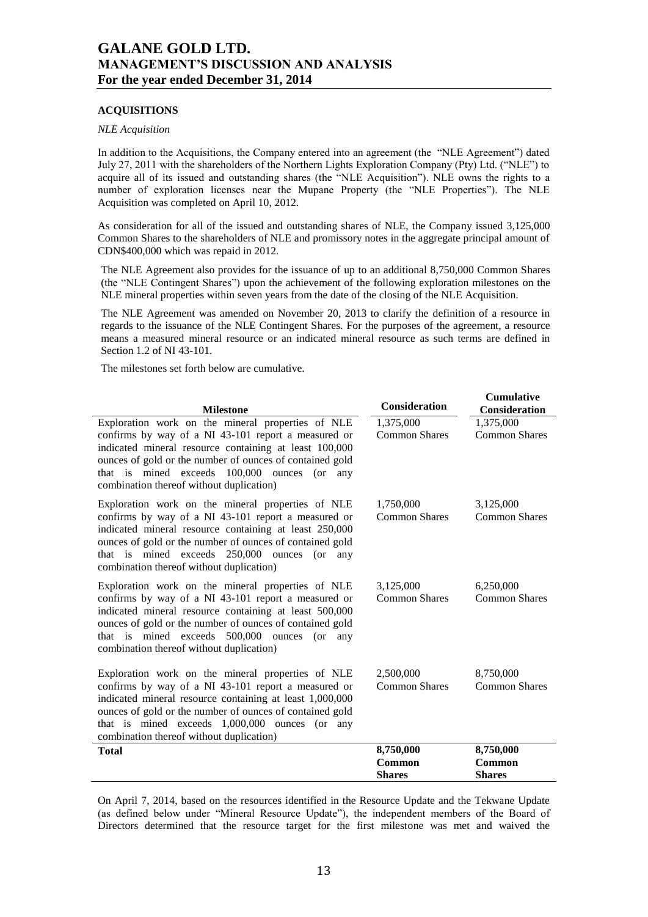## ACQUISITIONS

*NLE Acquisition*

In addition to the Acquisitions, the Company entered into an agreement (the "NLE Agreement") dated July 27, 2011 with the shareholders of the Northern Lights Exploration Company (Pty) Ltd. ("NLE") to acquire all of its issued and outstanding shares (the "NLE Acquisition"). NLE owns the rights to a number of exploration licenses near the Mupane Property (the "NLE Properties"). The NLE Acquisition was completed on April 10, 2012.

As consideration for all of the issued and outstanding shares of NLE, the Company issued 3,125,000 Common Shares to the shareholders of NLE and promissory notes in the aggregate principal amount of CDN$400,000 which was repaid in 2012.

The NLE Agreement also provides for the issuance of up to an additional 8,750,000 Common Shares (the "NLE Contingent Shares") upon the achievement of the following exploration milestones on the NLE mineral properties within seven years from the date of the closing of the NLE Acquisition.

The NLE Agreement was amended on November 20, 2013 to clarify the definition of a resource in regards to the issuance of the NLE Contingent Shares. For the purposes of the agreement, a resource means a measured mineral resource or an indicated mineral resource as such terms are defined in Section 1.2 of NI 43-101.

The milestones set forth below are cumulative.

| Milestone | Consideration | Cumulative Consideration |
|---|---|---|
| Exploration work on the mineral properties of NLE confirms by way of a NI 43-101 report a measured or indicated mineral resource containing at least 100,000 ounces of gold or the number of ounces of contained gold that is mined exceeds 100,000 ounces (or any combination thereof without duplication) | 1,375,000 Common Shares | 1,375,000 Common Shares |
| Exploration work on the mineral properties of NLE confirms by way of a NI 43-101 report a measured or indicated mineral resource containing at least 250,000 ounces of gold or the number of ounces of contained gold that is mined exceeds 250,000 ounces (or any combination thereof without duplication) | 1,750,000 Common Shares | 3,125,000 Common Shares |
| Exploration work on the mineral properties of NLE confirms by way of a NI 43-101 report a measured or indicated mineral resource containing at least 500,000 ounces of gold or the number of ounces of contained gold that is mined exceeds 500,000 ounces (or any combination thereof without duplication) | 3,125,000 Common Shares | 6,250,000 Common Shares |
| Exploration work on the mineral properties of NLE confirms by way of a NI 43-101 report a measured or indicated mineral resource containing at least 1,000,000 ounces of gold or the number of ounces of contained gold that is mined exceeds 1,000,000 ounces (or any combination thereof without duplication) | 2,500,000 Common Shares | 8,750,000 Common Shares |
| **Total** | **8,750,000 Common Shares** | **8,750,000 Common Shares** |

On April 7, 2014, based on the resources identified in the Resource Update and the Tekwane Update (as defined below under "Mineral Resource Update"), the independent members of the Board of Directors determined that the resource target for the first milestone was met and waived the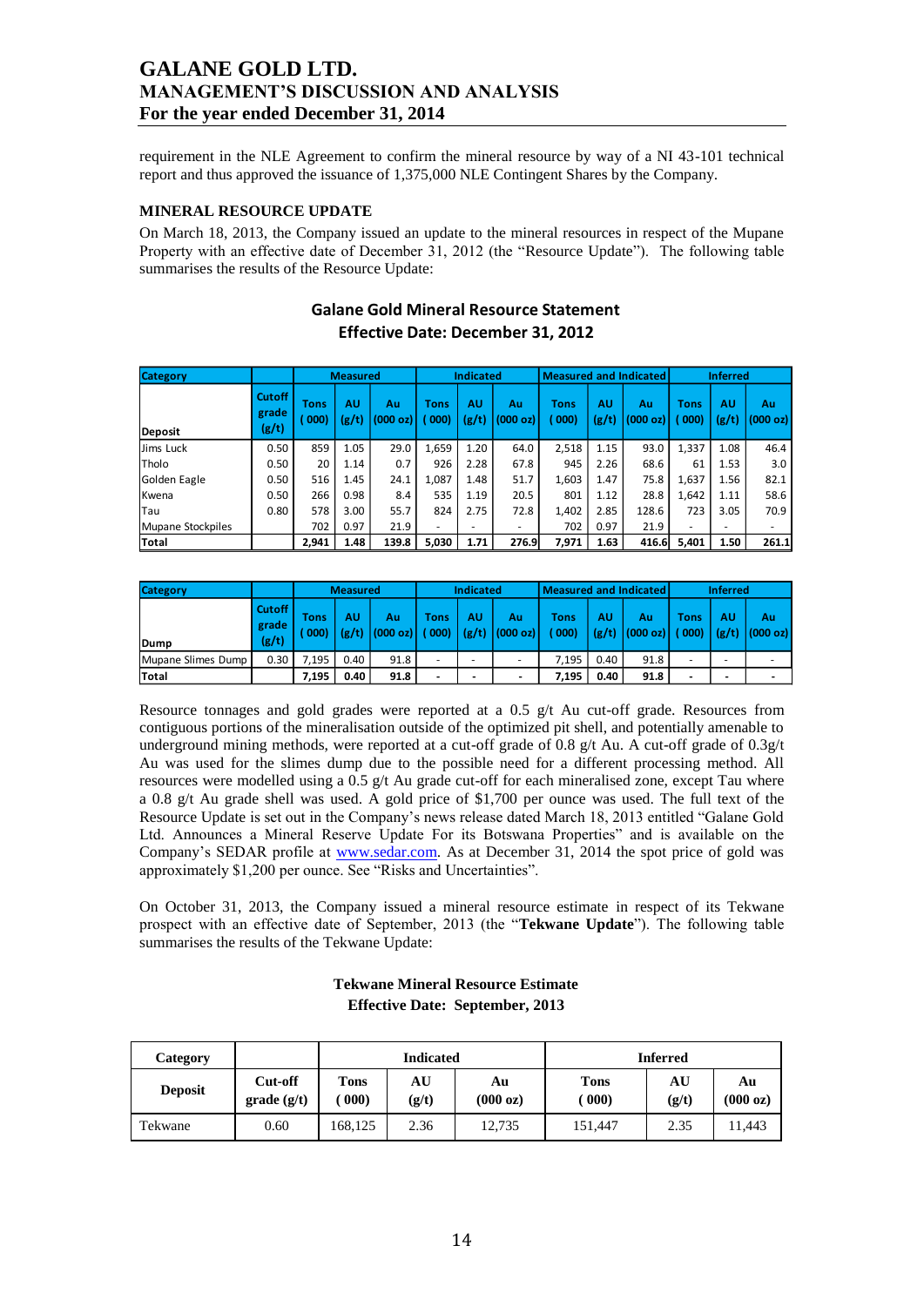requirement in the NLE Agreement to confirm the mineral resource by way of a NI 43-101 technical report and thus approved the issuance of 1,375,000 NLE Contingent Shares by the Company.

### MINERAL RESOURCE UPDATE

On March 18, 2013, the Company issued an update to the mineral resources in respect of the Mupane Property with an effective date of December 31, 2012 (the "Resource Update"). The following table summarises the results of the Resource Update:

**Galane Gold Mineral Resource Statement**
**Effective Date: December 31, 2012**

| Category | | Measured | | | Indicated | | | Measured and Indicated | | | Inferred | | |
|---|---|---|---|---|---|---|---|---|---|---|---|---|---|
| Deposit | Cutoff grade (g/t) | Tons ( 000) | AU (g/t) | Au (000 oz) | Tons ( 000) | AU (g/t) | Au (000 oz) | Tons ( 000) | AU (g/t) | Au (000 oz) | Tons ( 000) | AU (g/t) | Au (000 oz) |
| Jims Luck | 0.50 | 859 | 1.05 | 29.0 | 1,659 | 1.20 | 64.0 | 2,518 | 1.15 | 93.0 | 1,337 | 1.08 | 46.4 |
| Tholo | 0.50 | 20 | 1.14 | 0.7 | 926 | 2.28 | 67.8 | 945 | 2.26 | 68.6 | 61 | 1.53 | 3.0 |
| Golden Eagle | 0.50 | 516 | 1.45 | 24.1 | 1,087 | 1.48 | 51.7 | 1,603 | 1.47 | 75.8 | 1,637 | 1.56 | 82.1 |
| Kwena | 0.50 | 266 | 0.98 | 8.4 | 535 | 1.19 | 20.5 | 801 | 1.12 | 28.8 | 1,642 | 1.11 | 58.6 |
| Tau | 0.80 | 578 | 3.00 | 55.7 | 824 | 2.75 | 72.8 | 1,402 | 2.85 | 128.6 | 723 | 3.05 | 70.9 |
| Mupane Stockpiles | | 702 | 0.97 | 21.9 | - | - | - | 702 | 0.97 | 21.9 | - | - | - |
| **Total** | | **2,941** | **1.48** | **139.8** | **5,030** | **1.71** | **276.9** | **7,971** | **1.63** | **416.6** | **5,401** | **1.50** | **261.1** |

| Category | | Measured | | | Indicated | | | Measured and Indicated | | | Inferred | | |
|---|---|---|---|---|---|---|---|---|---|---|---|---|---|
| Dump | Cutoff grade (g/t) | Tons ( 000) | AU (g/t) | Au (000 oz) | Tons ( 000) | AU (g/t) | Au (000 oz) | Tons ( 000) | AU (g/t) | Au (000 oz) | Tons ( 000) | AU (g/t) | Au (000 oz) |
| Mupane Slimes Dump | 0.30 | 7,195 | 0.40 | 91.8 | - | - | - | 7,195 | 0.40 | 91.8 | - | - | - |
| **Total** | | **7,195** | **0.40** | **91.8** | **-** | **-** | **-** | **7,195** | **0.40** | **91.8** | **-** | **-** | **-** |

Resource tonnages and gold grades were reported at a 0.5 g/t Au cut-off grade. Resources from contiguous portions of the mineralisation outside of the optimized pit shell, and potentially amenable to underground mining methods, were reported at a cut-off grade of 0.8 g/t Au. A cut-off grade of 0.3g/t Au was used for the slimes dump due to the possible need for a different processing method. All resources were modelled using a 0.5 g/t Au grade cut-off for each mineralised zone, except Tau where a 0.8 g/t Au grade shell was used. A gold price of $1,700 per ounce was used. The full text of the Resource Update is set out in the Company's news release dated March 18, 2013 entitled "Galane Gold Ltd. Announces a Mineral Reserve Update For its Botswana Properties" and is available on the Company's SEDAR profile at www.sedar.com. As at December 31, 2014 the spot price of gold was approximately $1,200 per ounce. See "Risks and Uncertainties".

On October 31, 2013, the Company issued a mineral resource estimate in respect of its Tekwane prospect with an effective date of September, 2013 (the "**Tekwane Update**"). The following table summarises the results of the Tekwane Update:

**Tekwane Mineral Resource Estimate**
**Effective Date: September, 2013**

| Category | | Indicated | | | Inferred | | |
|---|---|---|---|---|---|---|---|
| Deposit | Cut-off grade (g/t) | Tons ( 000) | AU (g/t) | Au (000 oz) | Tons ( 000) | AU (g/t) | Au (000 oz) |
| Tekwane | 0.60 | 168,125 | 2.36 | 12,735 | 151,447 | 2.35 | 11,443 |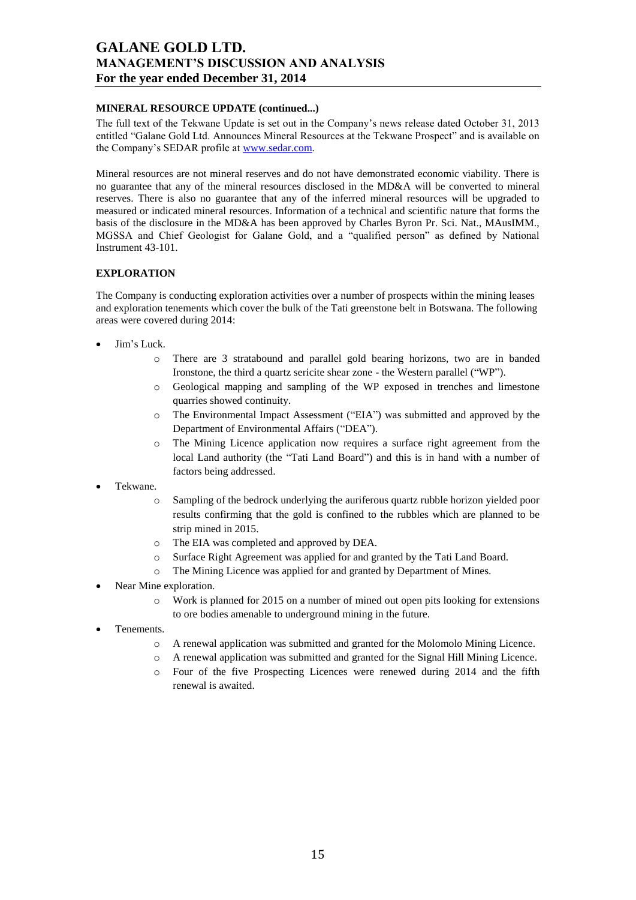### MINERAL RESOURCE UPDATE (continued...)

The full text of the Tekwane Update is set out in the Company's news release dated October 31, 2013 entitled "Galane Gold Ltd. Announces Mineral Resources at the Tekwane Prospect" and is available on the Company's SEDAR profile at www.sedar.com.

Mineral resources are not mineral reserves and do not have demonstrated economic viability. There is no guarantee that any of the mineral resources disclosed in the MD&A will be converted to mineral reserves. There is also no guarantee that any of the inferred mineral resources will be upgraded to measured or indicated mineral resources. Information of a technical and scientific nature that forms the basis of the disclosure in the MD&A has been approved by Charles Byron Pr. Sci. Nat., MAusIMM., MGSSA and Chief Geologist for Galane Gold, and a "qualified person" as defined by National Instrument 43-101.

### EXPLORATION

The Company is conducting exploration activities over a number of prospects within the mining leases and exploration tenements which cover the bulk of the Tati greenstone belt in Botswana. The following areas were covered during 2014:

- Jim's Luck.
  - There are 3 stratabound and parallel gold bearing horizons, two are in banded Ironstone, the third a quartz sericite shear zone - the Western parallel ("WP").
  - Geological mapping and sampling of the WP exposed in trenches and limestone quarries showed continuity.
  - The Environmental Impact Assessment ("EIA") was submitted and approved by the Department of Environmental Affairs ("DEA").
  - The Mining Licence application now requires a surface right agreement from the local Land authority (the "Tati Land Board") and this is in hand with a number of factors being addressed.
- Tekwane.
  - Sampling of the bedrock underlying the auriferous quartz rubble horizon yielded poor results confirming that the gold is confined to the rubbles which are planned to be strip mined in 2015.
  - The EIA was completed and approved by DEA.
  - Surface Right Agreement was applied for and granted by the Tati Land Board.
  - The Mining Licence was applied for and granted by Department of Mines.
- Near Mine exploration.
  - Work is planned for 2015 on a number of mined out open pits looking for extensions to ore bodies amenable to underground mining in the future.
- Tenements.
  - A renewal application was submitted and granted for the Molomolo Mining Licence.
  - A renewal application was submitted and granted for the Signal Hill Mining Licence.
  - Four of the five Prospecting Licences were renewed during 2014 and the fifth renewal is awaited.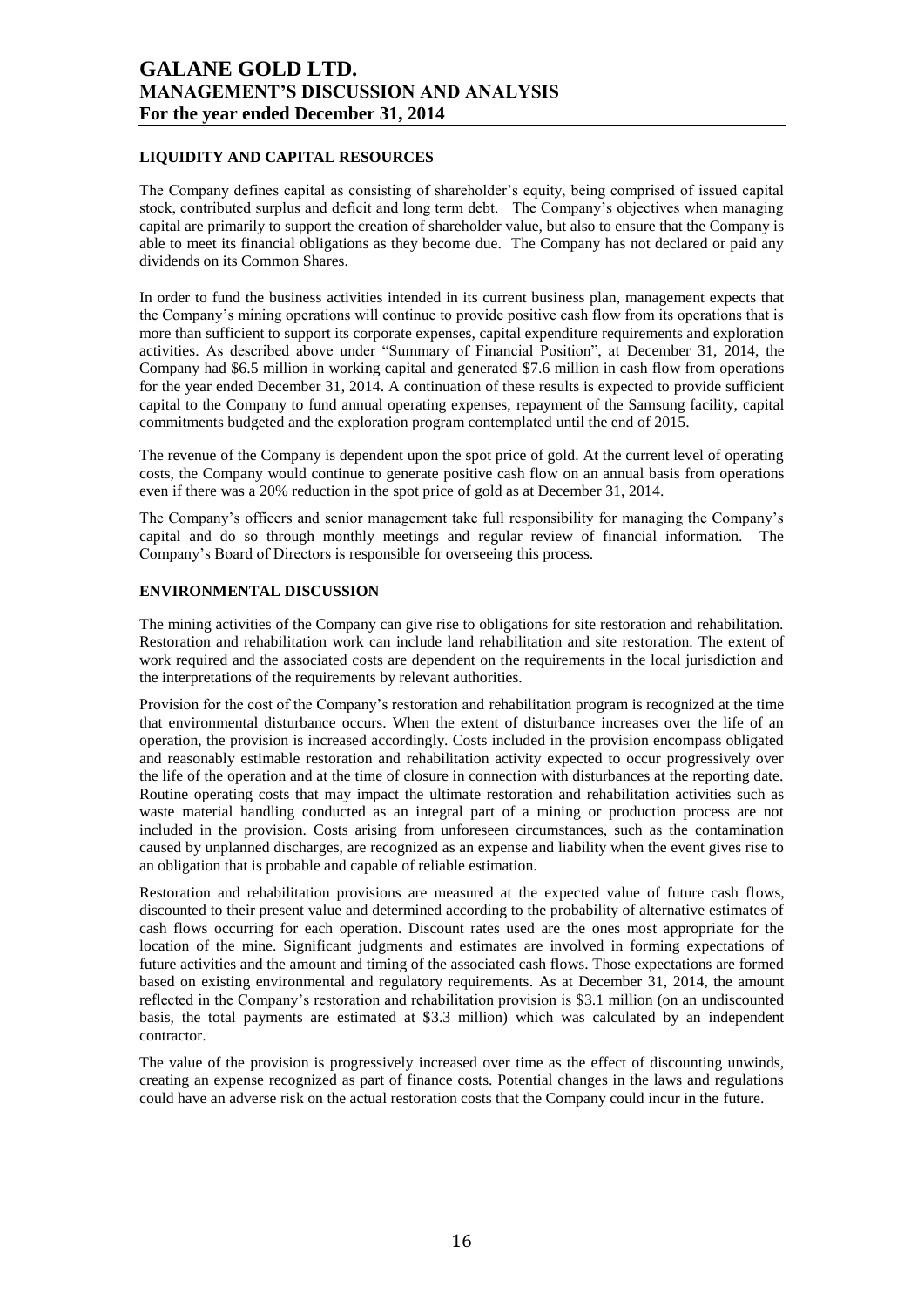## LIQUIDITY AND CAPITAL RESOURCES

The Company defines capital as consisting of shareholder's equity, being comprised of issued capital stock, contributed surplus and deficit and long term debt. The Company's objectives when managing capital are primarily to support the creation of shareholder value, but also to ensure that the Company is able to meet its financial obligations as they become due. The Company has not declared or paid any dividends on its Common Shares.

In order to fund the business activities intended in its current business plan, management expects that the Company's mining operations will continue to provide positive cash flow from its operations that is more than sufficient to support its corporate expenses, capital expenditure requirements and exploration activities. As described above under "Summary of Financial Position", at December 31, 2014, the Company had $6.5 million in working capital and generated $7.6 million in cash flow from operations for the year ended December 31, 2014. A continuation of these results is expected to provide sufficient capital to the Company to fund annual operating expenses, repayment of the Samsung facility, capital commitments budgeted and the exploration program contemplated until the end of 2015.

The revenue of the Company is dependent upon the spot price of gold. At the current level of operating costs, the Company would continue to generate positive cash flow on an annual basis from operations even if there was a 20% reduction in the spot price of gold as at December 31, 2014.

The Company's officers and senior management take full responsibility for managing the Company's capital and do so through monthly meetings and regular review of financial information. The Company's Board of Directors is responsible for overseeing this process.

## ENVIRONMENTAL DISCUSSION

The mining activities of the Company can give rise to obligations for site restoration and rehabilitation. Restoration and rehabilitation work can include land rehabilitation and site restoration. The extent of work required and the associated costs are dependent on the requirements in the local jurisdiction and the interpretations of the requirements by relevant authorities.

Provision for the cost of the Company's restoration and rehabilitation program is recognized at the time that environmental disturbance occurs. When the extent of disturbance increases over the life of an operation, the provision is increased accordingly. Costs included in the provision encompass obligated and reasonably estimable restoration and rehabilitation activity expected to occur progressively over the life of the operation and at the time of closure in connection with disturbances at the reporting date. Routine operating costs that may impact the ultimate restoration and rehabilitation activities such as waste material handling conducted as an integral part of a mining or production process are not included in the provision. Costs arising from unforeseen circumstances, such as the contamination caused by unplanned discharges, are recognized as an expense and liability when the event gives rise to an obligation that is probable and capable of reliable estimation.

Restoration and rehabilitation provisions are measured at the expected value of future cash flows, discounted to their present value and determined according to the probability of alternative estimates of cash flows occurring for each operation. Discount rates used are the ones most appropriate for the location of the mine. Significant judgments and estimates are involved in forming expectations of future activities and the amount and timing of the associated cash flows. Those expectations are formed based on existing environmental and regulatory requirements. As at December 31, 2014, the amount reflected in the Company's restoration and rehabilitation provision is $3.1 million (on an undiscounted basis, the total payments are estimated at $3.3 million) which was calculated by an independent contractor.

The value of the provision is progressively increased over time as the effect of discounting unwinds, creating an expense recognized as part of finance costs. Potential changes in the laws and regulations could have an adverse risk on the actual restoration costs that the Company could incur in the future.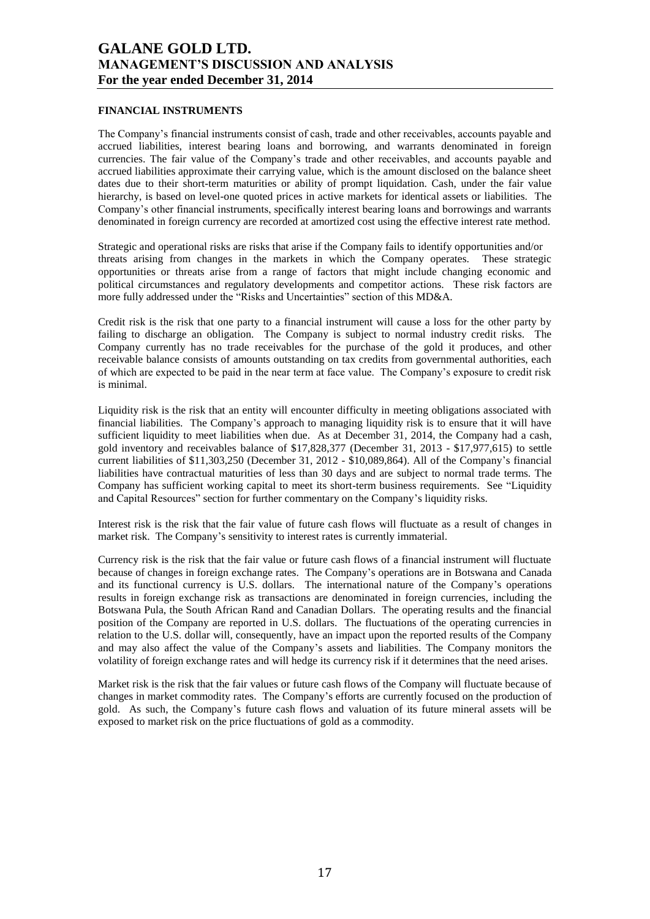## FINANCIAL INSTRUMENTS

The Company's financial instruments consist of cash, trade and other receivables, accounts payable and accrued liabilities, interest bearing loans and borrowing, and warrants denominated in foreign currencies. The fair value of the Company's trade and other receivables, and accounts payable and accrued liabilities approximate their carrying value, which is the amount disclosed on the balance sheet dates due to their short-term maturities or ability of prompt liquidation. Cash, under the fair value hierarchy, is based on level-one quoted prices in active markets for identical assets or liabilities. The Company's other financial instruments, specifically interest bearing loans and borrowings and warrants denominated in foreign currency are recorded at amortized cost using the effective interest rate method.

Strategic and operational risks are risks that arise if the Company fails to identify opportunities and/or threats arising from changes in the markets in which the Company operates. These strategic opportunities or threats arise from a range of factors that might include changing economic and political circumstances and regulatory developments and competitor actions. These risk factors are more fully addressed under the "Risks and Uncertainties" section of this MD&A.

Credit risk is the risk that one party to a financial instrument will cause a loss for the other party by failing to discharge an obligation. The Company is subject to normal industry credit risks. The Company currently has no trade receivables for the purchase of the gold it produces, and other receivable balance consists of amounts outstanding on tax credits from governmental authorities, each of which are expected to be paid in the near term at face value. The Company's exposure to credit risk is minimal.

Liquidity risk is the risk that an entity will encounter difficulty in meeting obligations associated with financial liabilities. The Company's approach to managing liquidity risk is to ensure that it will have sufficient liquidity to meet liabilities when due. As at December 31, 2014, the Company had a cash, gold inventory and receivables balance of $17,828,377 (December 31, 2013 - $17,977,615) to settle current liabilities of $11,303,250 (December 31, 2012 - $10,089,864). All of the Company's financial liabilities have contractual maturities of less than 30 days and are subject to normal trade terms. The Company has sufficient working capital to meet its short-term business requirements. See "Liquidity and Capital Resources" section for further commentary on the Company's liquidity risks.

Interest risk is the risk that the fair value of future cash flows will fluctuate as a result of changes in market risk. The Company's sensitivity to interest rates is currently immaterial.

Currency risk is the risk that the fair value or future cash flows of a financial instrument will fluctuate because of changes in foreign exchange rates. The Company's operations are in Botswana and Canada and its functional currency is U.S. dollars. The international nature of the Company's operations results in foreign exchange risk as transactions are denominated in foreign currencies, including the Botswana Pula, the South African Rand and Canadian Dollars. The operating results and the financial position of the Company are reported in U.S. dollars. The fluctuations of the operating currencies in relation to the U.S. dollar will, consequently, have an impact upon the reported results of the Company and may also affect the value of the Company's assets and liabilities. The Company monitors the volatility of foreign exchange rates and will hedge its currency risk if it determines that the need arises.

Market risk is the risk that the fair values or future cash flows of the Company will fluctuate because of changes in market commodity rates. The Company's efforts are currently focused on the production of gold. As such, the Company's future cash flows and valuation of its future mineral assets will be exposed to market risk on the price fluctuations of gold as a commodity.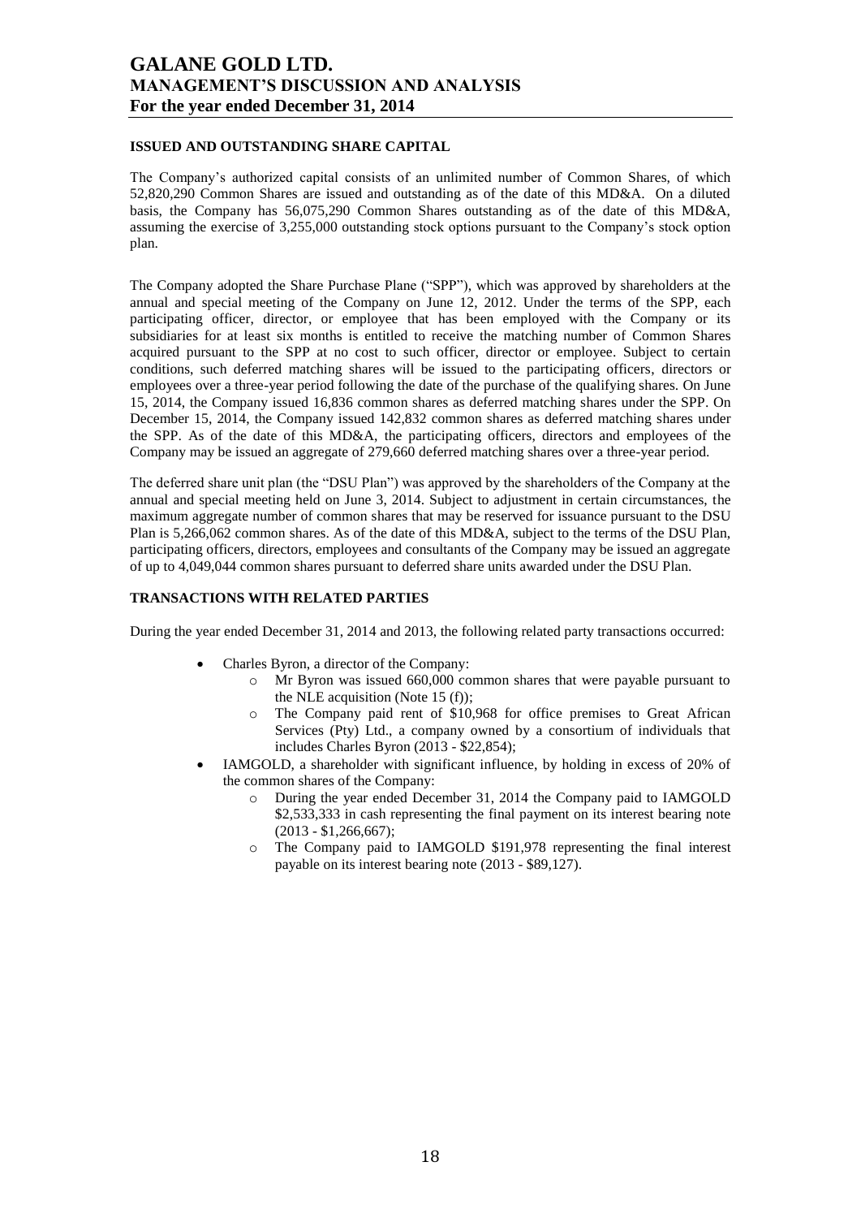## ISSUED AND OUTSTANDING SHARE CAPITAL

The Company's authorized capital consists of an unlimited number of Common Shares, of which 52,820,290 Common Shares are issued and outstanding as of the date of this MD&A. On a diluted basis, the Company has 56,075,290 Common Shares outstanding as of the date of this MD&A, assuming the exercise of 3,255,000 outstanding stock options pursuant to the Company's stock option plan.

The Company adopted the Share Purchase Plane ("SPP"), which was approved by shareholders at the annual and special meeting of the Company on June 12, 2012. Under the terms of the SPP, each participating officer, director, or employee that has been employed with the Company or its subsidiaries for at least six months is entitled to receive the matching number of Common Shares acquired pursuant to the SPP at no cost to such officer, director or employee. Subject to certain conditions, such deferred matching shares will be issued to the participating officers, directors or employees over a three-year period following the date of the purchase of the qualifying shares. On June 15, 2014, the Company issued 16,836 common shares as deferred matching shares under the SPP. On December 15, 2014, the Company issued 142,832 common shares as deferred matching shares under the SPP. As of the date of this MD&A, the participating officers, directors and employees of the Company may be issued an aggregate of 279,660 deferred matching shares over a three-year period.

The deferred share unit plan (the "DSU Plan") was approved by the shareholders of the Company at the annual and special meeting held on June 3, 2014. Subject to adjustment in certain circumstances, the maximum aggregate number of common shares that may be reserved for issuance pursuant to the DSU Plan is 5,266,062 common shares. As of the date of this MD&A, subject to the terms of the DSU Plan, participating officers, directors, employees and consultants of the Company may be issued an aggregate of up to 4,049,044 common shares pursuant to deferred share units awarded under the DSU Plan.

## TRANSACTIONS WITH RELATED PARTIES

During the year ended December 31, 2014 and 2013, the following related party transactions occurred:

- Charles Byron, a director of the Company:
  - Mr Byron was issued 660,000 common shares that were payable pursuant to the NLE acquisition (Note 15 (f));
  - The Company paid rent of $10,968 for office premises to Great African Services (Pty) Ltd., a company owned by a consortium of individuals that includes Charles Byron (2013 - $22,854);
- IAMGOLD, a shareholder with significant influence, by holding in excess of 20% of the common shares of the Company:
  - During the year ended December 31, 2014 the Company paid to IAMGOLD $2,533,333 in cash representing the final payment on its interest bearing note (2013 - $1,266,667);
  - The Company paid to IAMGOLD $191,978 representing the final interest payable on its interest bearing note (2013 - $89,127).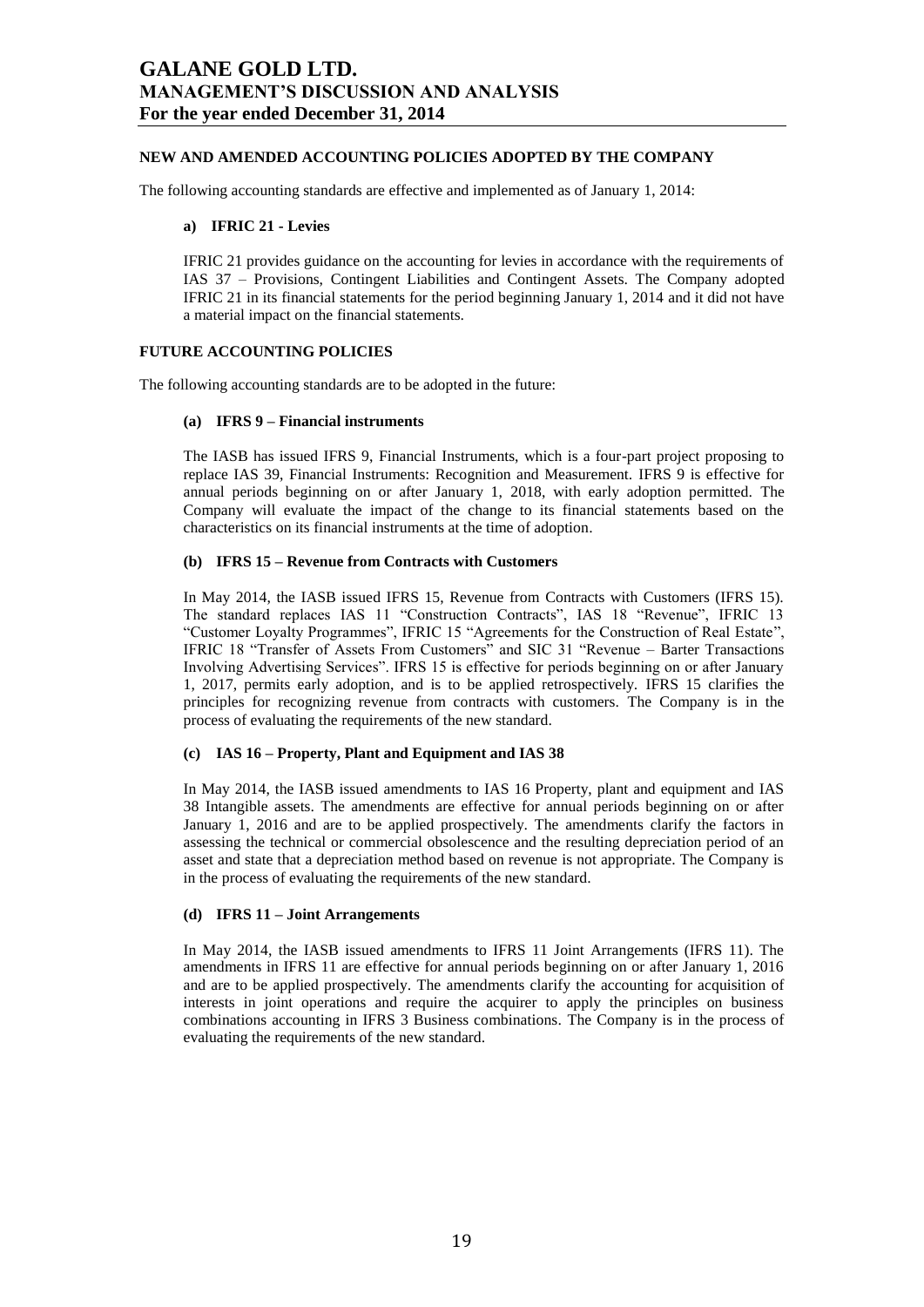## NEW AND AMENDED ACCOUNTING POLICIES ADOPTED BY THE COMPANY

The following accounting standards are effective and implemented as of January 1, 2014:

### a) IFRIC 21 - Levies

IFRIC 21 provides guidance on the accounting for levies in accordance with the requirements of IAS 37 – Provisions, Contingent Liabilities and Contingent Assets. The Company adopted IFRIC 21 in its financial statements for the period beginning January 1, 2014 and it did not have a material impact on the financial statements.

## FUTURE ACCOUNTING POLICIES

The following accounting standards are to be adopted in the future:

### (a) IFRS 9 – Financial instruments

The IASB has issued IFRS 9, Financial Instruments, which is a four-part project proposing to replace IAS 39, Financial Instruments: Recognition and Measurement. IFRS 9 is effective for annual periods beginning on or after January 1, 2018, with early adoption permitted. The Company will evaluate the impact of the change to its financial statements based on the characteristics on its financial instruments at the time of adoption.

### (b) IFRS 15 – Revenue from Contracts with Customers

In May 2014, the IASB issued IFRS 15, Revenue from Contracts with Customers (IFRS 15). The standard replaces IAS 11 "Construction Contracts", IAS 18 "Revenue", IFRIC 13 "Customer Loyalty Programmes", IFRIC 15 "Agreements for the Construction of Real Estate", IFRIC 18 "Transfer of Assets From Customers" and SIC 31 "Revenue – Barter Transactions Involving Advertising Services". IFRS 15 is effective for periods beginning on or after January 1, 2017, permits early adoption, and is to be applied retrospectively. IFRS 15 clarifies the principles for recognizing revenue from contracts with customers. The Company is in the process of evaluating the requirements of the new standard.

### (c) IAS 16 – Property, Plant and Equipment and IAS 38

In May 2014, the IASB issued amendments to IAS 16 Property, plant and equipment and IAS 38 Intangible assets. The amendments are effective for annual periods beginning on or after January 1, 2016 and are to be applied prospectively. The amendments clarify the factors in assessing the technical or commercial obsolescence and the resulting depreciation period of an asset and state that a depreciation method based on revenue is not appropriate. The Company is in the process of evaluating the requirements of the new standard.

### (d) IFRS 11 – Joint Arrangements

In May 2014, the IASB issued amendments to IFRS 11 Joint Arrangements (IFRS 11). The amendments in IFRS 11 are effective for annual periods beginning on or after January 1, 2016 and are to be applied prospectively. The amendments clarify the accounting for acquisition of interests in joint operations and require the acquirer to apply the principles on business combinations accounting in IFRS 3 Business combinations. The Company is in the process of evaluating the requirements of the new standard.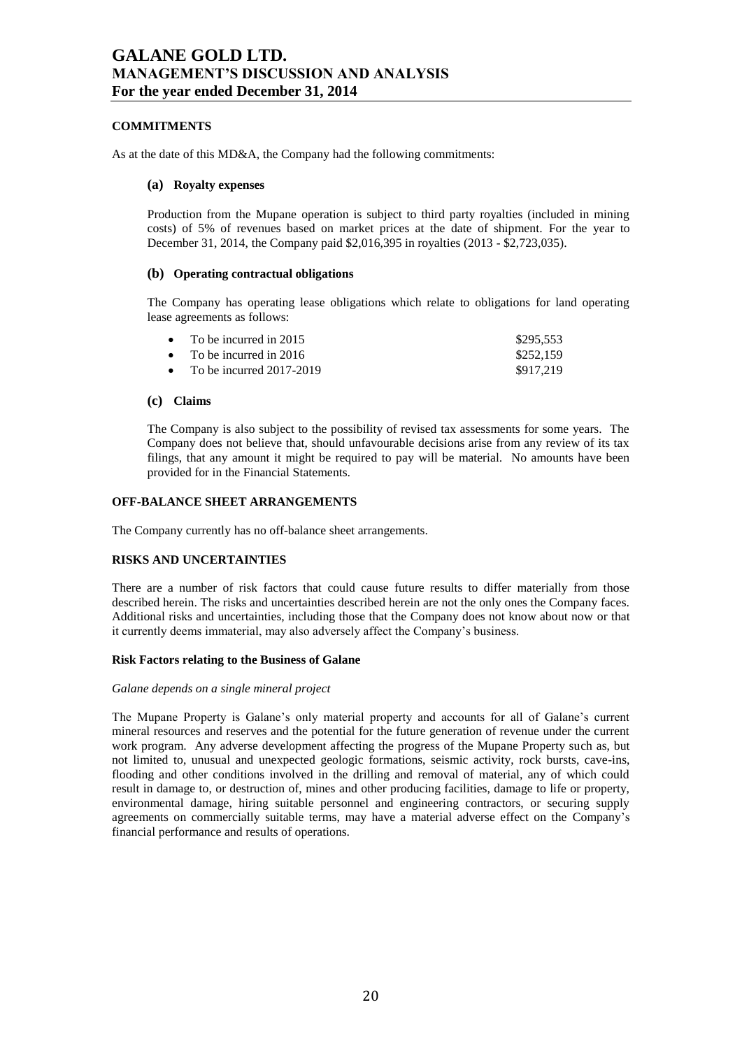## COMMITMENTS

As at the date of this MD&A, the Company had the following commitments:

### (a) Royalty expenses

Production from the Mupane operation is subject to third party royalties (included in mining costs) of 5% of revenues based on market prices at the date of shipment. For the year to December 31, 2014, the Company paid $2,016,395 in royalties (2013 - $2,723,035).

### (b) Operating contractual obligations

The Company has operating lease obligations which relate to obligations for land operating lease agreements as follows:

- To be incurred in 2015 $295,553
- To be incurred in 2016 $252,159
- To be incurred 2017-2019 $917,219

### (c) Claims

The Company is also subject to the possibility of revised tax assessments for some years. The Company does not believe that, should unfavourable decisions arise from any review of its tax filings, that any amount it might be required to pay will be material. No amounts have been provided for in the Financial Statements.

## OFF-BALANCE SHEET ARRANGEMENTS

The Company currently has no off-balance sheet arrangements.

## RISKS AND UNCERTAINTIES

There are a number of risk factors that could cause future results to differ materially from those described herein. The risks and uncertainties described herein are not the only ones the Company faces. Additional risks and uncertainties, including those that the Company does not know about now or that it currently deems immaterial, may also adversely affect the Company's business.

### Risk Factors relating to the Business of Galane

*Galane depends on a single mineral project*

The Mupane Property is Galane's only material property and accounts for all of Galane's current mineral resources and reserves and the potential for the future generation of revenue under the current work program. Any adverse development affecting the progress of the Mupane Property such as, but not limited to, unusual and unexpected geologic formations, seismic activity, rock bursts, cave-ins, flooding and other conditions involved in the drilling and removal of material, any of which could result in damage to, or destruction of, mines and other producing facilities, damage to life or property, environmental damage, hiring suitable personnel and engineering contractors, or securing supply agreements on commercially suitable terms, may have a material adverse effect on the Company's financial performance and results of operations.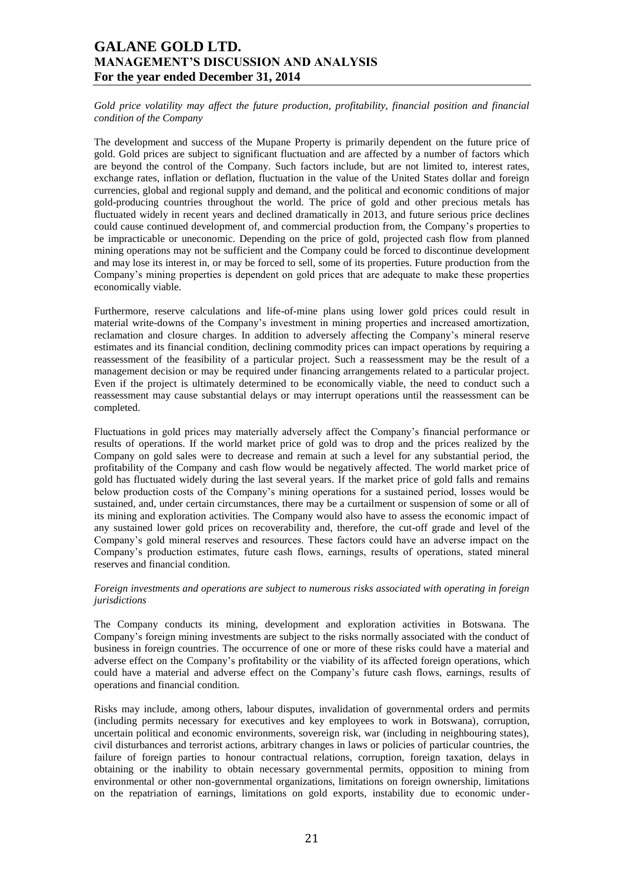*Gold price volatility may affect the future production, profitability, financial position and financial condition of the Company*

The development and success of the Mupane Property is primarily dependent on the future price of gold. Gold prices are subject to significant fluctuation and are affected by a number of factors which are beyond the control of the Company. Such factors include, but are not limited to, interest rates, exchange rates, inflation or deflation, fluctuation in the value of the United States dollar and foreign currencies, global and regional supply and demand, and the political and economic conditions of major gold-producing countries throughout the world. The price of gold and other precious metals has fluctuated widely in recent years and declined dramatically in 2013, and future serious price declines could cause continued development of, and commercial production from, the Company's properties to be impracticable or uneconomic. Depending on the price of gold, projected cash flow from planned mining operations may not be sufficient and the Company could be forced to discontinue development and may lose its interest in, or may be forced to sell, some of its properties. Future production from the Company's mining properties is dependent on gold prices that are adequate to make these properties economically viable.

Furthermore, reserve calculations and life-of-mine plans using lower gold prices could result in material write-downs of the Company's investment in mining properties and increased amortization, reclamation and closure charges. In addition to adversely affecting the Company's mineral reserve estimates and its financial condition, declining commodity prices can impact operations by requiring a reassessment of the feasibility of a particular project. Such a reassessment may be the result of a management decision or may be required under financing arrangements related to a particular project. Even if the project is ultimately determined to be economically viable, the need to conduct such a reassessment may cause substantial delays or may interrupt operations until the reassessment can be completed.

Fluctuations in gold prices may materially adversely affect the Company's financial performance or results of operations. If the world market price of gold was to drop and the prices realized by the Company on gold sales were to decrease and remain at such a level for any substantial period, the profitability of the Company and cash flow would be negatively affected. The world market price of gold has fluctuated widely during the last several years. If the market price of gold falls and remains below production costs of the Company's mining operations for a sustained period, losses would be sustained, and, under certain circumstances, there may be a curtailment or suspension of some or all of its mining and exploration activities. The Company would also have to assess the economic impact of any sustained lower gold prices on recoverability and, therefore, the cut-off grade and level of the Company's gold mineral reserves and resources. These factors could have an adverse impact on the Company's production estimates, future cash flows, earnings, results of operations, stated mineral reserves and financial condition.

*Foreign investments and operations are subject to numerous risks associated with operating in foreign jurisdictions*

The Company conducts its mining, development and exploration activities in Botswana. The Company's foreign mining investments are subject to the risks normally associated with the conduct of business in foreign countries. The occurrence of one or more of these risks could have a material and adverse effect on the Company's profitability or the viability of its affected foreign operations, which could have a material and adverse effect on the Company's future cash flows, earnings, results of operations and financial condition.

Risks may include, among others, labour disputes, invalidation of governmental orders and permits (including permits necessary for executives and key employees to work in Botswana), corruption, uncertain political and economic environments, sovereign risk, war (including in neighbouring states), civil disturbances and terrorist actions, arbitrary changes in laws or policies of particular countries, the failure of foreign parties to honour contractual relations, corruption, foreign taxation, delays in obtaining or the inability to obtain necessary governmental permits, opposition to mining from environmental or other non-governmental organizations, limitations on foreign ownership, limitations on the repatriation of earnings, limitations on gold exports, instability due to economic under-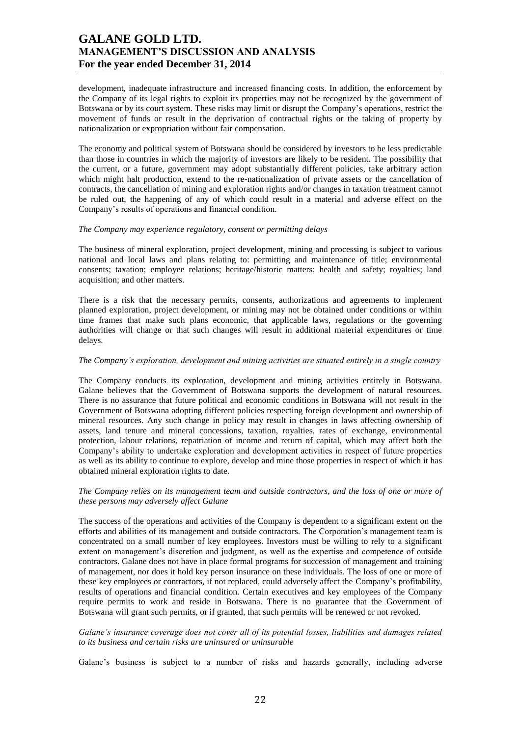development, inadequate infrastructure and increased financing costs. In addition, the enforcement by the Company of its legal rights to exploit its properties may not be recognized by the government of Botswana or by its court system. These risks may limit or disrupt the Company's operations, restrict the movement of funds or result in the deprivation of contractual rights or the taking of property by nationalization or expropriation without fair compensation.

The economy and political system of Botswana should be considered by investors to be less predictable than those in countries in which the majority of investors are likely to be resident. The possibility that the current, or a future, government may adopt substantially different policies, take arbitrary action which might halt production, extend to the re-nationalization of private assets or the cancellation of contracts, the cancellation of mining and exploration rights and/or changes in taxation treatment cannot be ruled out, the happening of any of which could result in a material and adverse effect on the Company's results of operations and financial condition.

*The Company may experience regulatory, consent or permitting delays*

The business of mineral exploration, project development, mining and processing is subject to various national and local laws and plans relating to: permitting and maintenance of title; environmental consents; taxation; employee relations; heritage/historic matters; health and safety; royalties; land acquisition; and other matters.

There is a risk that the necessary permits, consents, authorizations and agreements to implement planned exploration, project development, or mining may not be obtained under conditions or within time frames that make such plans economic, that applicable laws, regulations or the governing authorities will change or that such changes will result in additional material expenditures or time delays.

*The Company's exploration, development and mining activities are situated entirely in a single country*

The Company conducts its exploration, development and mining activities entirely in Botswana. Galane believes that the Government of Botswana supports the development of natural resources. There is no assurance that future political and economic conditions in Botswana will not result in the Government of Botswana adopting different policies respecting foreign development and ownership of mineral resources. Any such change in policy may result in changes in laws affecting ownership of assets, land tenure and mineral concessions, taxation, royalties, rates of exchange, environmental protection, labour relations, repatriation of income and return of capital, which may affect both the Company's ability to undertake exploration and development activities in respect of future properties as well as its ability to continue to explore, develop and mine those properties in respect of which it has obtained mineral exploration rights to date.

*The Company relies on its management team and outside contractors, and the loss of one or more of these persons may adversely affect Galane*

The success of the operations and activities of the Company is dependent to a significant extent on the efforts and abilities of its management and outside contractors. The Corporation's management team is concentrated on a small number of key employees. Investors must be willing to rely to a significant extent on management's discretion and judgment, as well as the expertise and competence of outside contractors. Galane does not have in place formal programs for succession of management and training of management, nor does it hold key person insurance on these individuals. The loss of one or more of these key employees or contractors, if not replaced, could adversely affect the Company's profitability, results of operations and financial condition. Certain executives and key employees of the Company require permits to work and reside in Botswana. There is no guarantee that the Government of Botswana will grant such permits, or if granted, that such permits will be renewed or not revoked.

*Galane's insurance coverage does not cover all of its potential losses, liabilities and damages related to its business and certain risks are uninsured or uninsurable*

Galane's business is subject to a number of risks and hazards generally, including adverse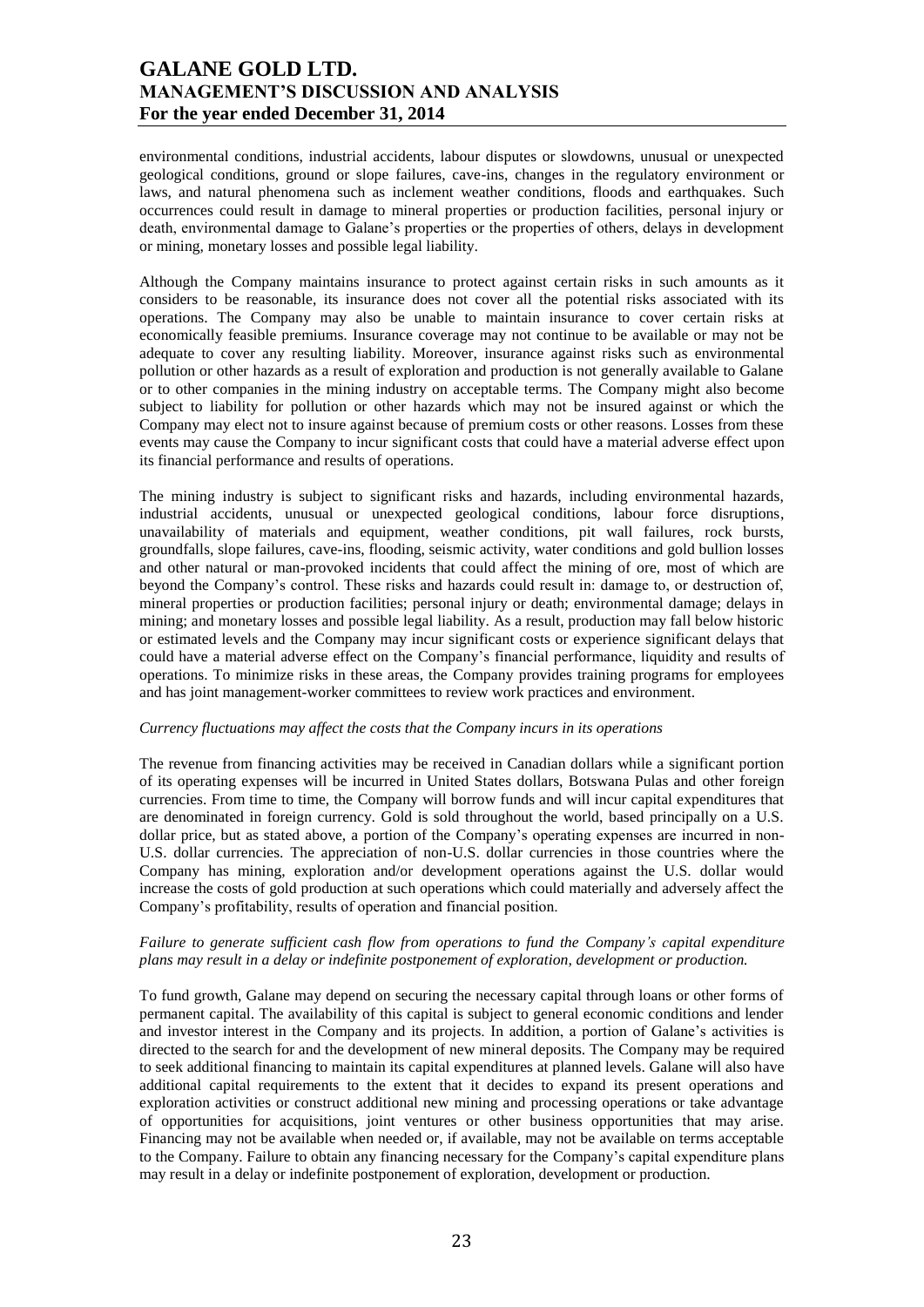environmental conditions, industrial accidents, labour disputes or slowdowns, unusual or unexpected geological conditions, ground or slope failures, cave-ins, changes in the regulatory environment or laws, and natural phenomena such as inclement weather conditions, floods and earthquakes. Such occurrences could result in damage to mineral properties or production facilities, personal injury or death, environmental damage to Galane's properties or the properties of others, delays in development or mining, monetary losses and possible legal liability.

Although the Company maintains insurance to protect against certain risks in such amounts as it considers to be reasonable, its insurance does not cover all the potential risks associated with its operations. The Company may also be unable to maintain insurance to cover certain risks at economically feasible premiums. Insurance coverage may not continue to be available or may not be adequate to cover any resulting liability. Moreover, insurance against risks such as environmental pollution or other hazards as a result of exploration and production is not generally available to Galane or to other companies in the mining industry on acceptable terms. The Company might also become subject to liability for pollution or other hazards which may not be insured against or which the Company may elect not to insure against because of premium costs or other reasons. Losses from these events may cause the Company to incur significant costs that could have a material adverse effect upon its financial performance and results of operations.

The mining industry is subject to significant risks and hazards, including environmental hazards, industrial accidents, unusual or unexpected geological conditions, labour force disruptions, unavailability of materials and equipment, weather conditions, pit wall failures, rock bursts, groundfalls, slope failures, cave-ins, flooding, seismic activity, water conditions and gold bullion losses and other natural or man-provoked incidents that could affect the mining of ore, most of which are beyond the Company's control. These risks and hazards could result in: damage to, or destruction of, mineral properties or production facilities; personal injury or death; environmental damage; delays in mining; and monetary losses and possible legal liability. As a result, production may fall below historic or estimated levels and the Company may incur significant costs or experience significant delays that could have a material adverse effect on the Company's financial performance, liquidity and results of operations. To minimize risks in these areas, the Company provides training programs for employees and has joint management-worker committees to review work practices and environment.

*Currency fluctuations may affect the costs that the Company incurs in its operations*

The revenue from financing activities may be received in Canadian dollars while a significant portion of its operating expenses will be incurred in United States dollars, Botswana Pulas and other foreign currencies. From time to time, the Company will borrow funds and will incur capital expenditures that are denominated in foreign currency. Gold is sold throughout the world, based principally on a U.S. dollar price, but as stated above, a portion of the Company's operating expenses are incurred in non-U.S. dollar currencies. The appreciation of non-U.S. dollar currencies in those countries where the Company has mining, exploration and/or development operations against the U.S. dollar would increase the costs of gold production at such operations which could materially and adversely affect the Company's profitability, results of operation and financial position.

*Failure to generate sufficient cash flow from operations to fund the Company's capital expenditure plans may result in a delay or indefinite postponement of exploration, development or production.*

To fund growth, Galane may depend on securing the necessary capital through loans or other forms of permanent capital. The availability of this capital is subject to general economic conditions and lender and investor interest in the Company and its projects. In addition, a portion of Galane's activities is directed to the search for and the development of new mineral deposits. The Company may be required to seek additional financing to maintain its capital expenditures at planned levels. Galane will also have additional capital requirements to the extent that it decides to expand its present operations and exploration activities or construct additional new mining and processing operations or take advantage of opportunities for acquisitions, joint ventures or other business opportunities that may arise. Financing may not be available when needed or, if available, may not be available on terms acceptable to the Company. Failure to obtain any financing necessary for the Company's capital expenditure plans may result in a delay or indefinite postponement of exploration, development or production.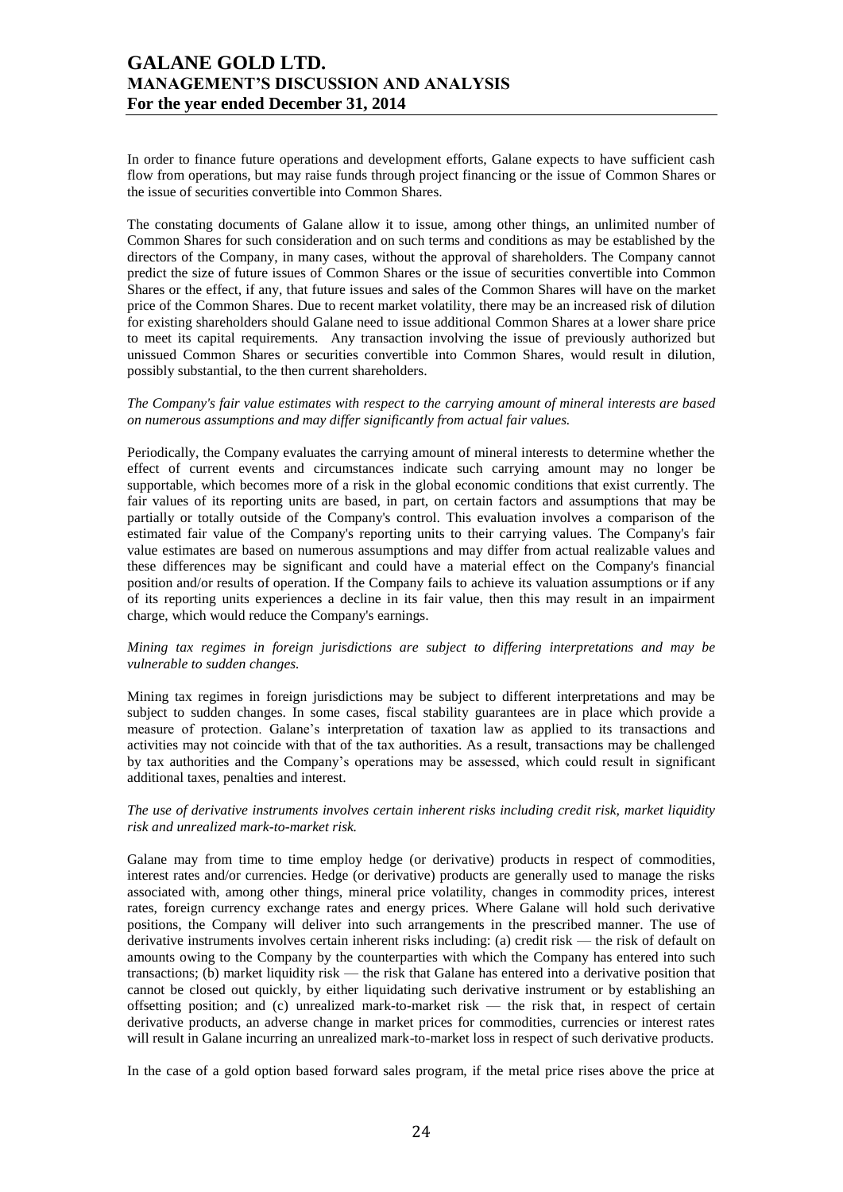In order to finance future operations and development efforts, Galane expects to have sufficient cash flow from operations, but may raise funds through project financing or the issue of Common Shares or the issue of securities convertible into Common Shares.

The constating documents of Galane allow it to issue, among other things, an unlimited number of Common Shares for such consideration and on such terms and conditions as may be established by the directors of the Company, in many cases, without the approval of shareholders. The Company cannot predict the size of future issues of Common Shares or the issue of securities convertible into Common Shares or the effect, if any, that future issues and sales of the Common Shares will have on the market price of the Common Shares. Due to recent market volatility, there may be an increased risk of dilution for existing shareholders should Galane need to issue additional Common Shares at a lower share price to meet its capital requirements. Any transaction involving the issue of previously authorized but unissued Common Shares or securities convertible into Common Shares, would result in dilution, possibly substantial, to the then current shareholders.

*The Company's fair value estimates with respect to the carrying amount of mineral interests are based on numerous assumptions and may differ significantly from actual fair values.*

Periodically, the Company evaluates the carrying amount of mineral interests to determine whether the effect of current events and circumstances indicate such carrying amount may no longer be supportable, which becomes more of a risk in the global economic conditions that exist currently. The fair values of its reporting units are based, in part, on certain factors and assumptions that may be partially or totally outside of the Company's control. This evaluation involves a comparison of the estimated fair value of the Company's reporting units to their carrying values. The Company's fair value estimates are based on numerous assumptions and may differ from actual realizable values and these differences may be significant and could have a material effect on the Company's financial position and/or results of operation. If the Company fails to achieve its valuation assumptions or if any of its reporting units experiences a decline in its fair value, then this may result in an impairment charge, which would reduce the Company's earnings.

*Mining tax regimes in foreign jurisdictions are subject to differing interpretations and may be vulnerable to sudden changes.*

Mining tax regimes in foreign jurisdictions may be subject to different interpretations and may be subject to sudden changes. In some cases, fiscal stability guarantees are in place which provide a measure of protection. Galane's interpretation of taxation law as applied to its transactions and activities may not coincide with that of the tax authorities. As a result, transactions may be challenged by tax authorities and the Company's operations may be assessed, which could result in significant additional taxes, penalties and interest.

*The use of derivative instruments involves certain inherent risks including credit risk, market liquidity risk and unrealized mark-to-market risk.*

Galane may from time to time employ hedge (or derivative) products in respect of commodities, interest rates and/or currencies. Hedge (or derivative) products are generally used to manage the risks associated with, among other things, mineral price volatility, changes in commodity prices, interest rates, foreign currency exchange rates and energy prices. Where Galane will hold such derivative positions, the Company will deliver into such arrangements in the prescribed manner. The use of derivative instruments involves certain inherent risks including: (a) credit risk — the risk of default on amounts owing to the Company by the counterparties with which the Company has entered into such transactions; (b) market liquidity risk — the risk that Galane has entered into a derivative position that cannot be closed out quickly, by either liquidating such derivative instrument or by establishing an offsetting position; and (c) unrealized mark-to-market risk — the risk that, in respect of certain derivative products, an adverse change in market prices for commodities, currencies or interest rates will result in Galane incurring an unrealized mark-to-market loss in respect of such derivative products.

In the case of a gold option based forward sales program, if the metal price rises above the price at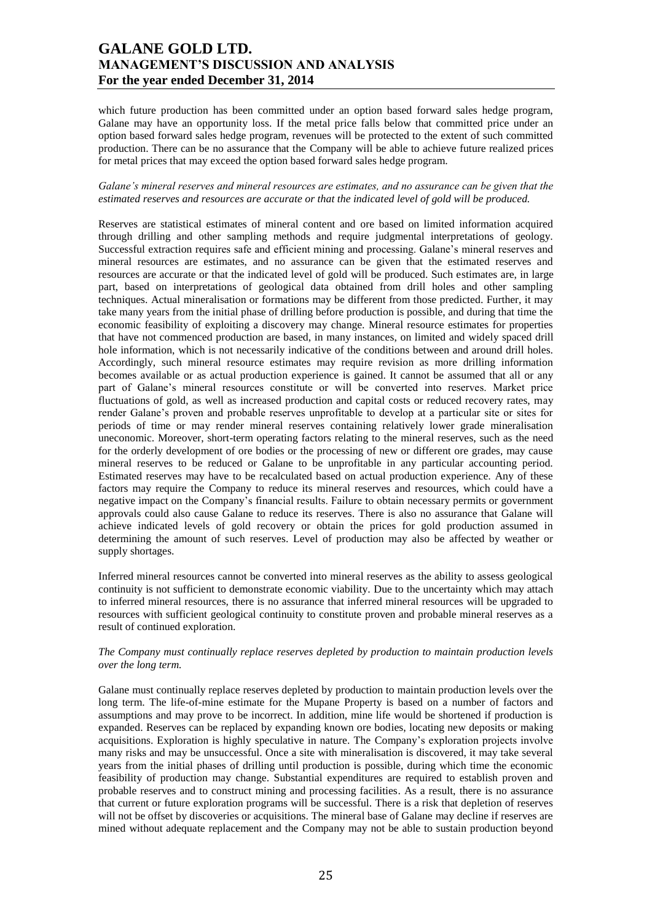which future production has been committed under an option based forward sales hedge program, Galane may have an opportunity loss. If the metal price falls below that committed price under an option based forward sales hedge program, revenues will be protected to the extent of such committed production. There can be no assurance that the Company will be able to achieve future realized prices for metal prices that may exceed the option based forward sales hedge program.

*Galane's mineral reserves and mineral resources are estimates, and no assurance can be given that the estimated reserves and resources are accurate or that the indicated level of gold will be produced.*

Reserves are statistical estimates of mineral content and ore based on limited information acquired through drilling and other sampling methods and require judgmental interpretations of geology. Successful extraction requires safe and efficient mining and processing. Galane's mineral reserves and mineral resources are estimates, and no assurance can be given that the estimated reserves and resources are accurate or that the indicated level of gold will be produced. Such estimates are, in large part, based on interpretations of geological data obtained from drill holes and other sampling techniques. Actual mineralisation or formations may be different from those predicted. Further, it may take many years from the initial phase of drilling before production is possible, and during that time the economic feasibility of exploiting a discovery may change. Mineral resource estimates for properties that have not commenced production are based, in many instances, on limited and widely spaced drill hole information, which is not necessarily indicative of the conditions between and around drill holes. Accordingly, such mineral resource estimates may require revision as more drilling information becomes available or as actual production experience is gained. It cannot be assumed that all or any part of Galane's mineral resources constitute or will be converted into reserves. Market price fluctuations of gold, as well as increased production and capital costs or reduced recovery rates, may render Galane's proven and probable reserves unprofitable to develop at a particular site or sites for periods of time or may render mineral reserves containing relatively lower grade mineralisation uneconomic. Moreover, short-term operating factors relating to the mineral reserves, such as the need for the orderly development of ore bodies or the processing of new or different ore grades, may cause mineral reserves to be reduced or Galane to be unprofitable in any particular accounting period. Estimated reserves may have to be recalculated based on actual production experience. Any of these factors may require the Company to reduce its mineral reserves and resources, which could have a negative impact on the Company's financial results. Failure to obtain necessary permits or government approvals could also cause Galane to reduce its reserves. There is also no assurance that Galane will achieve indicated levels of gold recovery or obtain the prices for gold production assumed in determining the amount of such reserves. Level of production may also be affected by weather or supply shortages.

Inferred mineral resources cannot be converted into mineral reserves as the ability to assess geological continuity is not sufficient to demonstrate economic viability. Due to the uncertainty which may attach to inferred mineral resources, there is no assurance that inferred mineral resources will be upgraded to resources with sufficient geological continuity to constitute proven and probable mineral reserves as a result of continued exploration.

*The Company must continually replace reserves depleted by production to maintain production levels over the long term.*

Galane must continually replace reserves depleted by production to maintain production levels over the long term. The life-of-mine estimate for the Mupane Property is based on a number of factors and assumptions and may prove to be incorrect. In addition, mine life would be shortened if production is expanded. Reserves can be replaced by expanding known ore bodies, locating new deposits or making acquisitions. Exploration is highly speculative in nature. The Company's exploration projects involve many risks and may be unsuccessful. Once a site with mineralisation is discovered, it may take several years from the initial phases of drilling until production is possible, during which time the economic feasibility of production may change. Substantial expenditures are required to establish proven and probable reserves and to construct mining and processing facilities. As a result, there is no assurance that current or future exploration programs will be successful. There is a risk that depletion of reserves will not be offset by discoveries or acquisitions. The mineral base of Galane may decline if reserves are mined without adequate replacement and the Company may not be able to sustain production beyond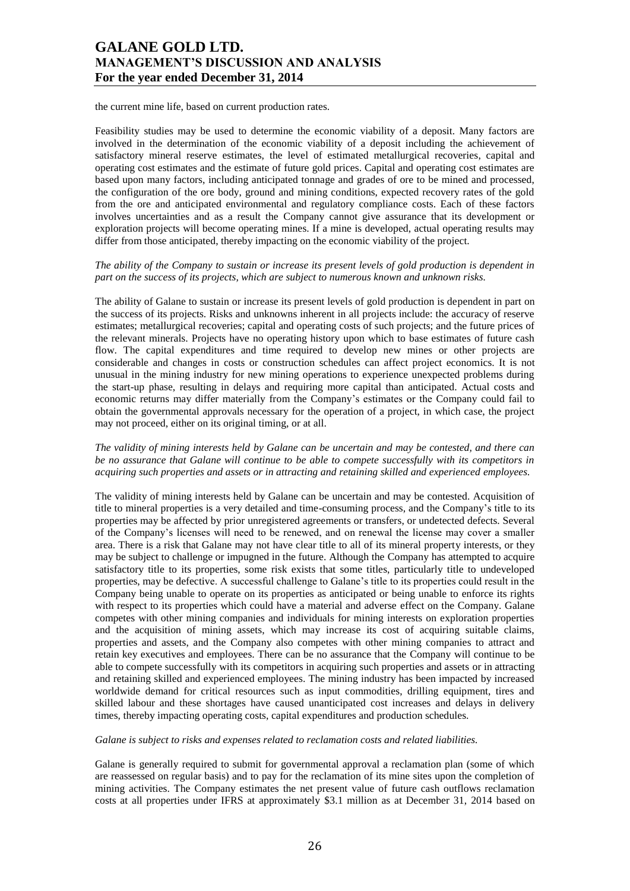the current mine life, based on current production rates.

Feasibility studies may be used to determine the economic viability of a deposit. Many factors are involved in the determination of the economic viability of a deposit including the achievement of satisfactory mineral reserve estimates, the level of estimated metallurgical recoveries, capital and operating cost estimates and the estimate of future gold prices. Capital and operating cost estimates are based upon many factors, including anticipated tonnage and grades of ore to be mined and processed, the configuration of the ore body, ground and mining conditions, expected recovery rates of the gold from the ore and anticipated environmental and regulatory compliance costs. Each of these factors involves uncertainties and as a result the Company cannot give assurance that its development or exploration projects will become operating mines. If a mine is developed, actual operating results may differ from those anticipated, thereby impacting on the economic viability of the project.

*The ability of the Company to sustain or increase its present levels of gold production is dependent in part on the success of its projects, which are subject to numerous known and unknown risks.*

The ability of Galane to sustain or increase its present levels of gold production is dependent in part on the success of its projects. Risks and unknowns inherent in all projects include: the accuracy of reserve estimates; metallurgical recoveries; capital and operating costs of such projects; and the future prices of the relevant minerals. Projects have no operating history upon which to base estimates of future cash flow. The capital expenditures and time required to develop new mines or other projects are considerable and changes in costs or construction schedules can affect project economics. It is not unusual in the mining industry for new mining operations to experience unexpected problems during the start-up phase, resulting in delays and requiring more capital than anticipated. Actual costs and economic returns may differ materially from the Company's estimates or the Company could fail to obtain the governmental approvals necessary for the operation of a project, in which case, the project may not proceed, either on its original timing, or at all.

*The validity of mining interests held by Galane can be uncertain and may be contested, and there can be no assurance that Galane will continue to be able to compete successfully with its competitors in acquiring such properties and assets or in attracting and retaining skilled and experienced employees.*

The validity of mining interests held by Galane can be uncertain and may be contested. Acquisition of title to mineral properties is a very detailed and time-consuming process, and the Company's title to its properties may be affected by prior unregistered agreements or transfers, or undetected defects. Several of the Company's licenses will need to be renewed, and on renewal the license may cover a smaller area. There is a risk that Galane may not have clear title to all of its mineral property interests, or they may be subject to challenge or impugned in the future. Although the Company has attempted to acquire satisfactory title to its properties, some risk exists that some titles, particularly title to undeveloped properties, may be defective. A successful challenge to Galane's title to its properties could result in the Company being unable to operate on its properties as anticipated or being unable to enforce its rights with respect to its properties which could have a material and adverse effect on the Company. Galane competes with other mining companies and individuals for mining interests on exploration properties and the acquisition of mining assets, which may increase its cost of acquiring suitable claims, properties and assets, and the Company also competes with other mining companies to attract and retain key executives and employees. There can be no assurance that the Company will continue to be able to compete successfully with its competitors in acquiring such properties and assets or in attracting and retaining skilled and experienced employees. The mining industry has been impacted by increased worldwide demand for critical resources such as input commodities, drilling equipment, tires and skilled labour and these shortages have caused unanticipated cost increases and delays in delivery times, thereby impacting operating costs, capital expenditures and production schedules.

*Galane is subject to risks and expenses related to reclamation costs and related liabilities.*

Galane is generally required to submit for governmental approval a reclamation plan (some of which are reassessed on regular basis) and to pay for the reclamation of its mine sites upon the completion of mining activities. The Company estimates the net present value of future cash outflows reclamation costs at all properties under IFRS at approximately $3.1 million as at December 31, 2014 based on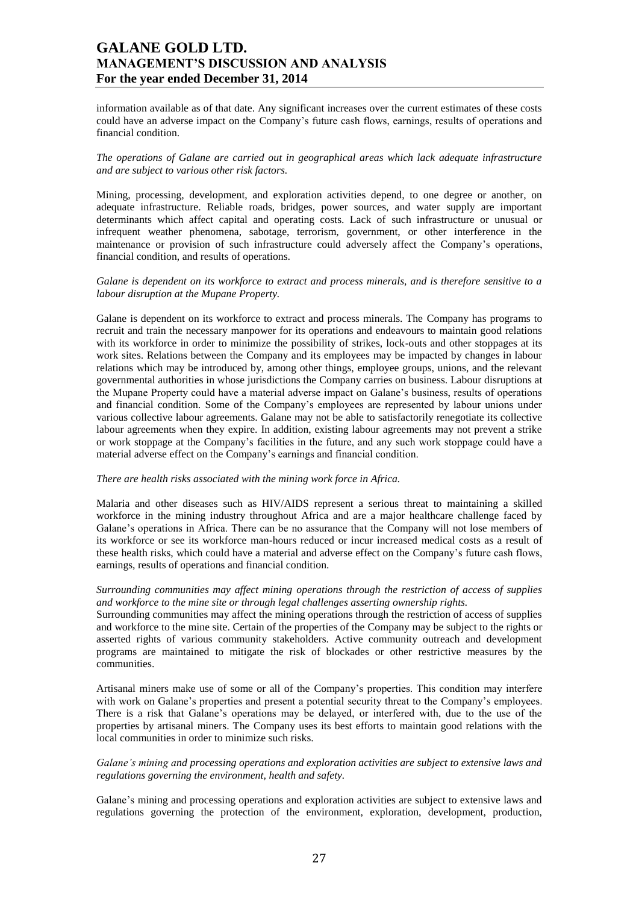information available as of that date. Any significant increases over the current estimates of these costs could have an adverse impact on the Company's future cash flows, earnings, results of operations and financial condition.

*The operations of Galane are carried out in geographical areas which lack adequate infrastructure and are subject to various other risk factors.*

Mining, processing, development, and exploration activities depend, to one degree or another, on adequate infrastructure. Reliable roads, bridges, power sources, and water supply are important determinants which affect capital and operating costs. Lack of such infrastructure or unusual or infrequent weather phenomena, sabotage, terrorism, government, or other interference in the maintenance or provision of such infrastructure could adversely affect the Company's operations, financial condition, and results of operations.

*Galane is dependent on its workforce to extract and process minerals, and is therefore sensitive to a labour disruption at the Mupane Property.*

Galane is dependent on its workforce to extract and process minerals. The Company has programs to recruit and train the necessary manpower for its operations and endeavours to maintain good relations with its workforce in order to minimize the possibility of strikes, lock-outs and other stoppages at its work sites. Relations between the Company and its employees may be impacted by changes in labour relations which may be introduced by, among other things, employee groups, unions, and the relevant governmental authorities in whose jurisdictions the Company carries on business. Labour disruptions at the Mupane Property could have a material adverse impact on Galane's business, results of operations and financial condition. Some of the Company's employees are represented by labour unions under various collective labour agreements. Galane may not be able to satisfactorily renegotiate its collective labour agreements when they expire. In addition, existing labour agreements may not prevent a strike or work stoppage at the Company's facilities in the future, and any such work stoppage could have a material adverse effect on the Company's earnings and financial condition.

*There are health risks associated with the mining work force in Africa.*

Malaria and other diseases such as HIV/AIDS represent a serious threat to maintaining a skilled workforce in the mining industry throughout Africa and are a major healthcare challenge faced by Galane's operations in Africa. There can be no assurance that the Company will not lose members of its workforce or see its workforce man-hours reduced or incur increased medical costs as a result of these health risks, which could have a material and adverse effect on the Company's future cash flows, earnings, results of operations and financial condition.

*Surrounding communities may affect mining operations through the restriction of access of supplies and workforce to the mine site or through legal challenges asserting ownership rights.*

Surrounding communities may affect the mining operations through the restriction of access of supplies and workforce to the mine site. Certain of the properties of the Company may be subject to the rights or asserted rights of various community stakeholders. Active community outreach and development programs are maintained to mitigate the risk of blockades or other restrictive measures by the communities.

Artisanal miners make use of some or all of the Company's properties. This condition may interfere with work on Galane's properties and present a potential security threat to the Company's employees. There is a risk that Galane's operations may be delayed, or interfered with, due to the use of the properties by artisanal miners. The Company uses its best efforts to maintain good relations with the local communities in order to minimize such risks.

*Galane's mining and processing operations and exploration activities are subject to extensive laws and regulations governing the environment, health and safety.*

Galane's mining and processing operations and exploration activities are subject to extensive laws and regulations governing the protection of the environment, exploration, development, production,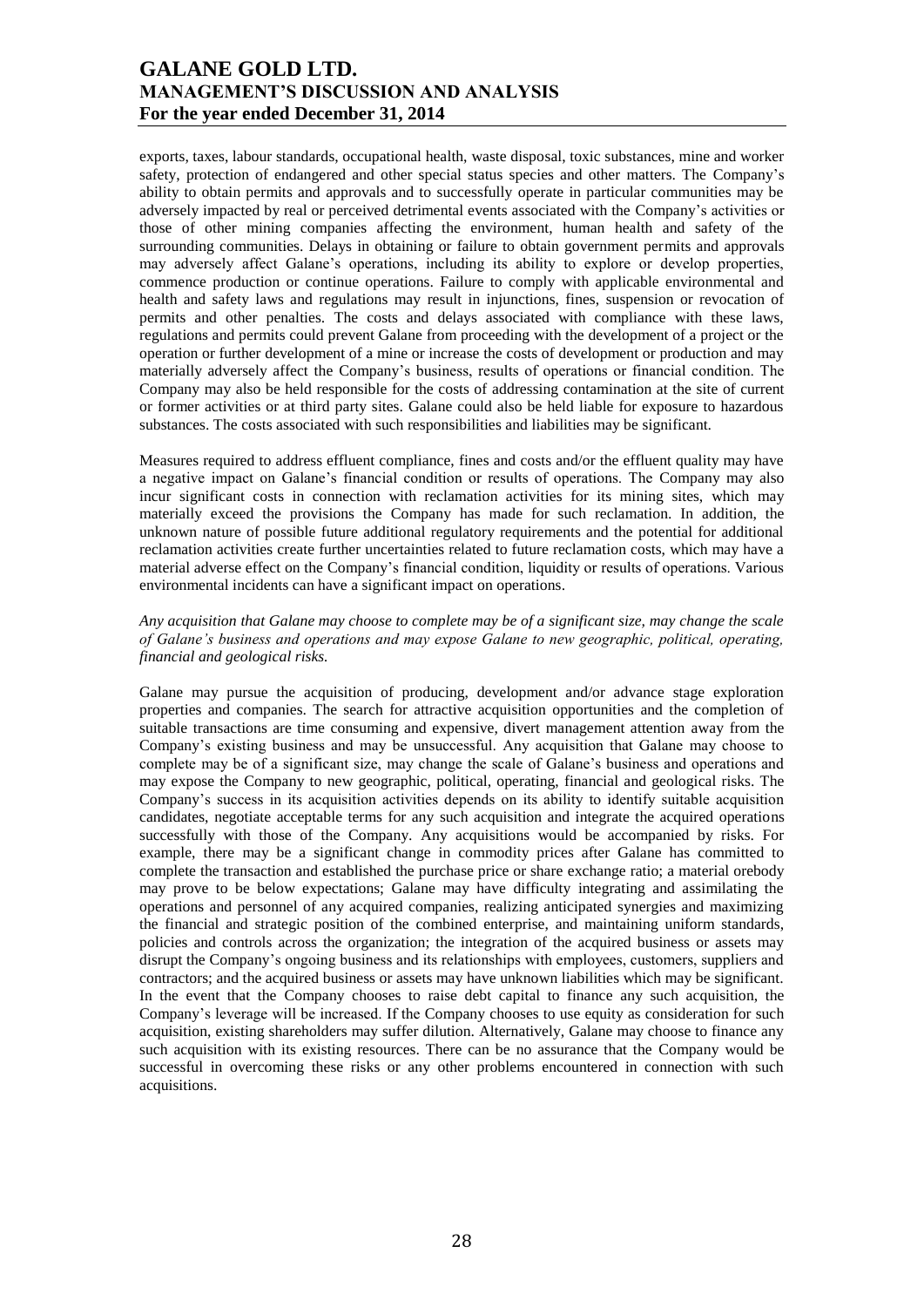exports, taxes, labour standards, occupational health, waste disposal, toxic substances, mine and worker safety, protection of endangered and other special status species and other matters. The Company's ability to obtain permits and approvals and to successfully operate in particular communities may be adversely impacted by real or perceived detrimental events associated with the Company's activities or those of other mining companies affecting the environment, human health and safety of the surrounding communities. Delays in obtaining or failure to obtain government permits and approvals may adversely affect Galane's operations, including its ability to explore or develop properties, commence production or continue operations. Failure to comply with applicable environmental and health and safety laws and regulations may result in injunctions, fines, suspension or revocation of permits and other penalties. The costs and delays associated with compliance with these laws, regulations and permits could prevent Galane from proceeding with the development of a project or the operation or further development of a mine or increase the costs of development or production and may materially adversely affect the Company's business, results of operations or financial condition. The Company may also be held responsible for the costs of addressing contamination at the site of current or former activities or at third party sites. Galane could also be held liable for exposure to hazardous substances. The costs associated with such responsibilities and liabilities may be significant.

Measures required to address effluent compliance, fines and costs and/or the effluent quality may have a negative impact on Galane's financial condition or results of operations. The Company may also incur significant costs in connection with reclamation activities for its mining sites, which may materially exceed the provisions the Company has made for such reclamation. In addition, the unknown nature of possible future additional regulatory requirements and the potential for additional reclamation activities create further uncertainties related to future reclamation costs, which may have a material adverse effect on the Company's financial condition, liquidity or results of operations. Various environmental incidents can have a significant impact on operations.

*Any acquisition that Galane may choose to complete may be of a significant size, may change the scale of Galane's business and operations and may expose Galane to new geographic, political, operating, financial and geological risks.*

Galane may pursue the acquisition of producing, development and/or advance stage exploration properties and companies. The search for attractive acquisition opportunities and the completion of suitable transactions are time consuming and expensive, divert management attention away from the Company's existing business and may be unsuccessful. Any acquisition that Galane may choose to complete may be of a significant size, may change the scale of Galane's business and operations and may expose the Company to new geographic, political, operating, financial and geological risks. The Company's success in its acquisition activities depends on its ability to identify suitable acquisition candidates, negotiate acceptable terms for any such acquisition and integrate the acquired operations successfully with those of the Company. Any acquisitions would be accompanied by risks. For example, there may be a significant change in commodity prices after Galane has committed to complete the transaction and established the purchase price or share exchange ratio; a material orebody may prove to be below expectations; Galane may have difficulty integrating and assimilating the operations and personnel of any acquired companies, realizing anticipated synergies and maximizing the financial and strategic position of the combined enterprise, and maintaining uniform standards, policies and controls across the organization; the integration of the acquired business or assets may disrupt the Company's ongoing business and its relationships with employees, customers, suppliers and contractors; and the acquired business or assets may have unknown liabilities which may be significant. In the event that the Company chooses to raise debt capital to finance any such acquisition, the Company's leverage will be increased. If the Company chooses to use equity as consideration for such acquisition, existing shareholders may suffer dilution. Alternatively, Galane may choose to finance any such acquisition with its existing resources. There can be no assurance that the Company would be successful in overcoming these risks or any other problems encountered in connection with such acquisitions.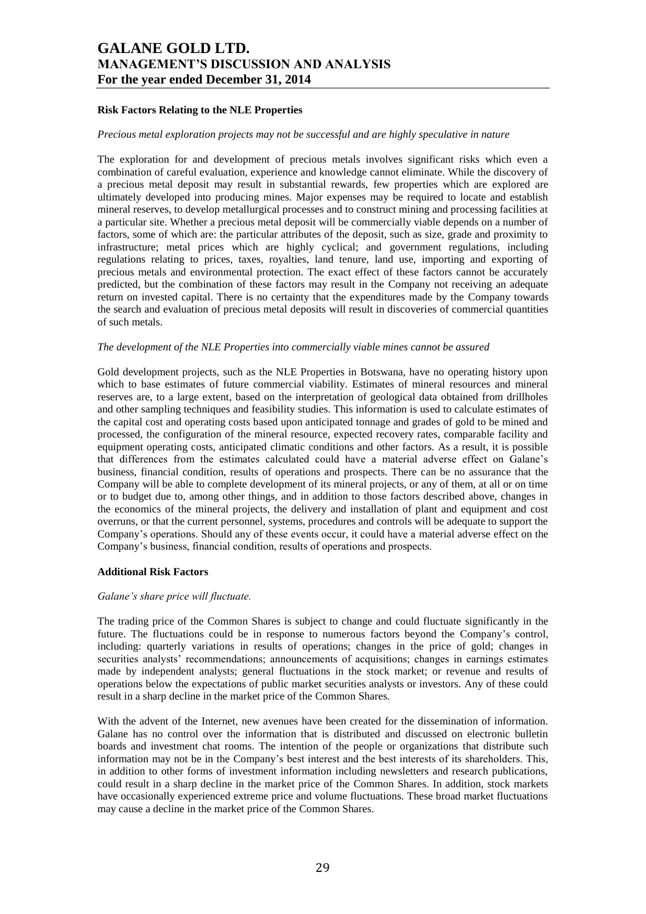**Risk Factors Relating to the NLE Properties**

*Precious metal exploration projects may not be successful and are highly speculative in nature*

The exploration for and development of precious metals involves significant risks which even a combination of careful evaluation, experience and knowledge cannot eliminate. While the discovery of a precious metal deposit may result in substantial rewards, few properties which are explored are ultimately developed into producing mines. Major expenses may be required to locate and establish mineral reserves, to develop metallurgical processes and to construct mining and processing facilities at a particular site. Whether a precious metal deposit will be commercially viable depends on a number of factors, some of which are: the particular attributes of the deposit, such as size, grade and proximity to infrastructure; metal prices which are highly cyclical; and government regulations, including regulations relating to prices, taxes, royalties, land tenure, land use, importing and exporting of precious metals and environmental protection. The exact effect of these factors cannot be accurately predicted, but the combination of these factors may result in the Company not receiving an adequate return on invested capital. There is no certainty that the expenditures made by the Company towards the search and evaluation of precious metal deposits will result in discoveries of commercial quantities of such metals.

*The development of the NLE Properties into commercially viable mines cannot be assured*

Gold development projects, such as the NLE Properties in Botswana, have no operating history upon which to base estimates of future commercial viability. Estimates of mineral resources and mineral reserves are, to a large extent, based on the interpretation of geological data obtained from drillholes and other sampling techniques and feasibility studies. This information is used to calculate estimates of the capital cost and operating costs based upon anticipated tonnage and grades of gold to be mined and processed, the configuration of the mineral resource, expected recovery rates, comparable facility and equipment operating costs, anticipated climatic conditions and other factors. As a result, it is possible that differences from the estimates calculated could have a material adverse effect on Galane's business, financial condition, results of operations and prospects. There can be no assurance that the Company will be able to complete development of its mineral projects, or any of them, at all or on time or to budget due to, among other things, and in addition to those factors described above, changes in the economics of the mineral projects, the delivery and installation of plant and equipment and cost overruns, or that the current personnel, systems, procedures and controls will be adequate to support the Company's operations. Should any of these events occur, it could have a material adverse effect on the Company's business, financial condition, results of operations and prospects.

**Additional Risk Factors**

*Galane's share price will fluctuate.*

The trading price of the Common Shares is subject to change and could fluctuate significantly in the future. The fluctuations could be in response to numerous factors beyond the Company's control, including: quarterly variations in results of operations; changes in the price of gold; changes in securities analysts' recommendations; announcements of acquisitions; changes in earnings estimates made by independent analysts; general fluctuations in the stock market; or revenue and results of operations below the expectations of public market securities analysts or investors. Any of these could result in a sharp decline in the market price of the Common Shares.

With the advent of the Internet, new avenues have been created for the dissemination of information. Galane has no control over the information that is distributed and discussed on electronic bulletin boards and investment chat rooms. The intention of the people or organizations that distribute such information may not be in the Company's best interest and the best interests of its shareholders. This, in addition to other forms of investment information including newsletters and research publications, could result in a sharp decline in the market price of the Common Shares. In addition, stock markets have occasionally experienced extreme price and volume fluctuations. These broad market fluctuations may cause a decline in the market price of the Common Shares.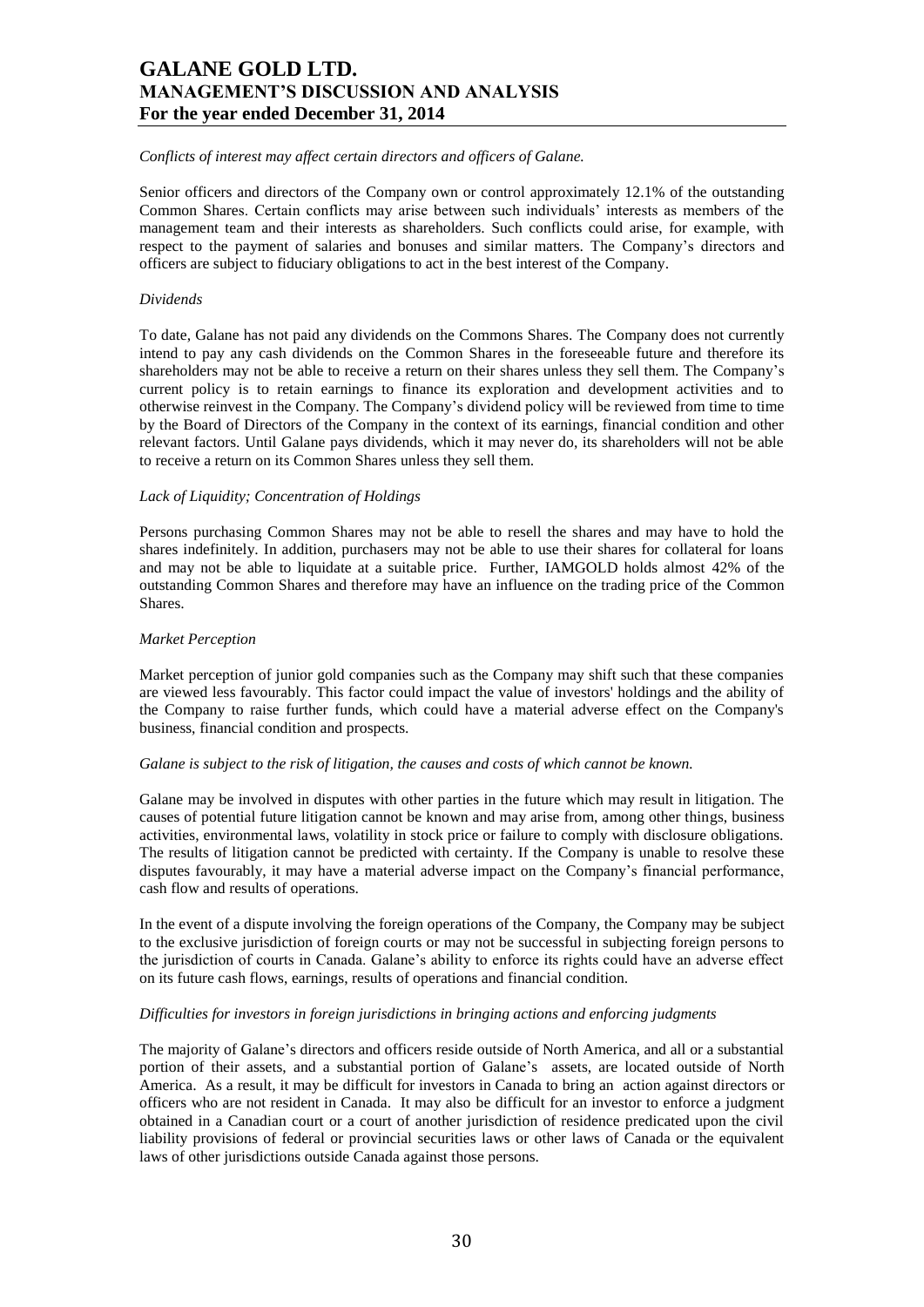*Conflicts of interest may affect certain directors and officers of Galane.*

Senior officers and directors of the Company own or control approximately 12.1% of the outstanding Common Shares. Certain conflicts may arise between such individuals' interests as members of the management team and their interests as shareholders. Such conflicts could arise, for example, with respect to the payment of salaries and bonuses and similar matters. The Company's directors and officers are subject to fiduciary obligations to act in the best interest of the Company.

*Dividends*

To date, Galane has not paid any dividends on the Commons Shares. The Company does not currently intend to pay any cash dividends on the Common Shares in the foreseeable future and therefore its shareholders may not be able to receive a return on their shares unless they sell them. The Company's current policy is to retain earnings to finance its exploration and development activities and to otherwise reinvest in the Company. The Company's dividend policy will be reviewed from time to time by the Board of Directors of the Company in the context of its earnings, financial condition and other relevant factors. Until Galane pays dividends, which it may never do, its shareholders will not be able to receive a return on its Common Shares unless they sell them.

*Lack of Liquidity; Concentration of Holdings*

Persons purchasing Common Shares may not be able to resell the shares and may have to hold the shares indefinitely. In addition, purchasers may not be able to use their shares for collateral for loans and may not be able to liquidate at a suitable price. Further, IAMGOLD holds almost 42% of the outstanding Common Shares and therefore may have an influence on the trading price of the Common Shares.

*Market Perception*

Market perception of junior gold companies such as the Company may shift such that these companies are viewed less favourably. This factor could impact the value of investors' holdings and the ability of the Company to raise further funds, which could have a material adverse effect on the Company's business, financial condition and prospects.

*Galane is subject to the risk of litigation, the causes and costs of which cannot be known.*

Galane may be involved in disputes with other parties in the future which may result in litigation. The causes of potential future litigation cannot be known and may arise from, among other things, business activities, environmental laws, volatility in stock price or failure to comply with disclosure obligations. The results of litigation cannot be predicted with certainty. If the Company is unable to resolve these disputes favourably, it may have a material adverse impact on the Company's financial performance, cash flow and results of operations.

In the event of a dispute involving the foreign operations of the Company, the Company may be subject to the exclusive jurisdiction of foreign courts or may not be successful in subjecting foreign persons to the jurisdiction of courts in Canada. Galane's ability to enforce its rights could have an adverse effect on its future cash flows, earnings, results of operations and financial condition.

*Difficulties for investors in foreign jurisdictions in bringing actions and enforcing judgments*

The majority of Galane's directors and officers reside outside of North America, and all or a substantial portion of their assets, and a substantial portion of Galane's assets, are located outside of North America. As a result, it may be difficult for investors in Canada to bring an action against directors or officers who are not resident in Canada. It may also be difficult for an investor to enforce a judgment obtained in a Canadian court or a court of another jurisdiction of residence predicated upon the civil liability provisions of federal or provincial securities laws or other laws of Canada or the equivalent laws of other jurisdictions outside Canada against those persons.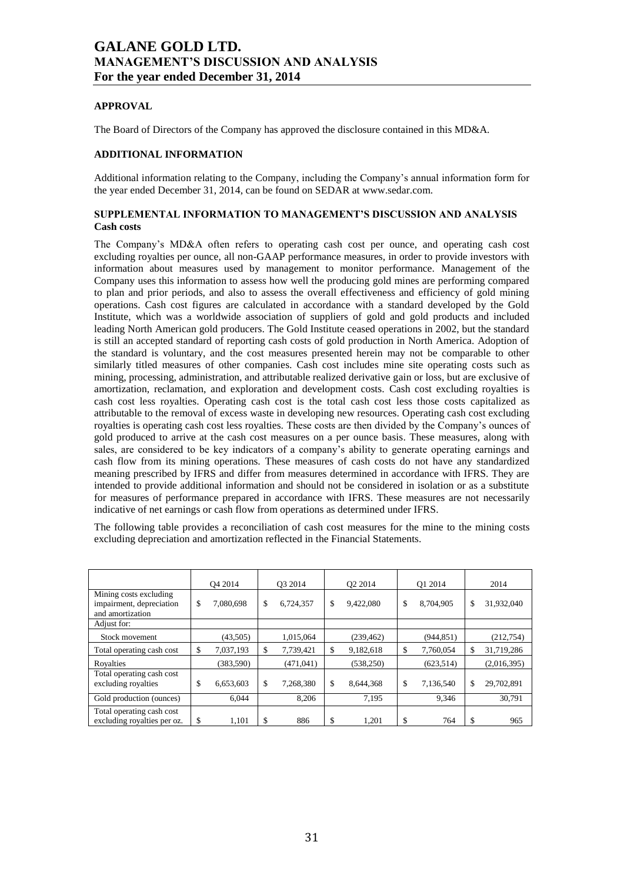### APPROVAL

The Board of Directors of the Company has approved the disclosure contained in this MD&A.

### ADDITIONAL INFORMATION

Additional information relating to the Company, including the Company's annual information form for the year ended December 31, 2014, can be found on SEDAR at www.sedar.com.

### SUPPLEMENTAL INFORMATION TO MANAGEMENT'S DISCUSSION AND ANALYSIS

**Cash costs**

The Company's MD&A often refers to operating cash cost per ounce, and operating cash cost excluding royalties per ounce, all non-GAAP performance measures, in order to provide investors with information about measures used by management to monitor performance. Management of the Company uses this information to assess how well the producing gold mines are performing compared to plan and prior periods, and also to assess the overall effectiveness and efficiency of gold mining operations. Cash cost figures are calculated in accordance with a standard developed by the Gold Institute, which was a worldwide association of suppliers of gold and gold products and included leading North American gold producers. The Gold Institute ceased operations in 2002, but the standard is still an accepted standard of reporting cash costs of gold production in North America. Adoption of the standard is voluntary, and the cost measures presented herein may not be comparable to other similarly titled measures of other companies. Cash cost includes mine site operating costs such as mining, processing, administration, and attributable realized derivative gain or loss, but are exclusive of amortization, reclamation, and exploration and development costs. Cash cost excluding royalties is cash cost less royalties. Operating cash cost is the total cash cost less those costs capitalized as attributable to the removal of excess waste in developing new resources. Operating cash cost excluding royalties is operating cash cost less royalties. These costs are then divided by the Company's ounces of gold produced to arrive at the cash cost measures on a per ounce basis. These measures, along with sales, are considered to be key indicators of a company's ability to generate operating earnings and cash flow from its mining operations. These measures of cash costs do not have any standardized meaning prescribed by IFRS and differ from measures determined in accordance with IFRS. They are intended to provide additional information and should not be considered in isolation or as a substitute for measures of performance prepared in accordance with IFRS. These measures are not necessarily indicative of net earnings or cash flow from operations as determined under IFRS.

The following table provides a reconciliation of cash cost measures for the mine to the mining costs excluding depreciation and amortization reflected in the Financial Statements.

| | Q4 2014 | Q3 2014 | Q2 2014 | Q1 2014 | 2014 |
|---|---|---|---|---|---|
| Mining costs excluding impairment, depreciation and amortization | $ 7,080,698 | $ 6,724,357 | $ 9,422,080 | $ 8,704,905 | $ 31,932,040 |
| Adjust for: | | | | | |
| Stock movement | (43,505) | 1,015,064 | (239,462) | (944,851) | (212,754) |
| Total operating cash cost | $ 7,037,193 | $ 7,739,421 | $ 9,182,618 | $ 7,760,054 | $ 31,719,286 |
| Royalties | (383,590) | (471,041) | (538,250) | (623,514) | (2,016,395) |
| Total operating cash cost excluding royalties | $ 6,653,603 | $ 7,268,380 | $ 8,644,368 | $ 7,136,540 | $ 29,702,891 |
| Gold production (ounces) | 6,044 | 8,206 | 7,195 | 9,346 | 30,791 |
| Total operating cash cost excluding royalties per oz. | $ 1,101 | $ 886 | $ 1,201 | $ 764 | $ 965 |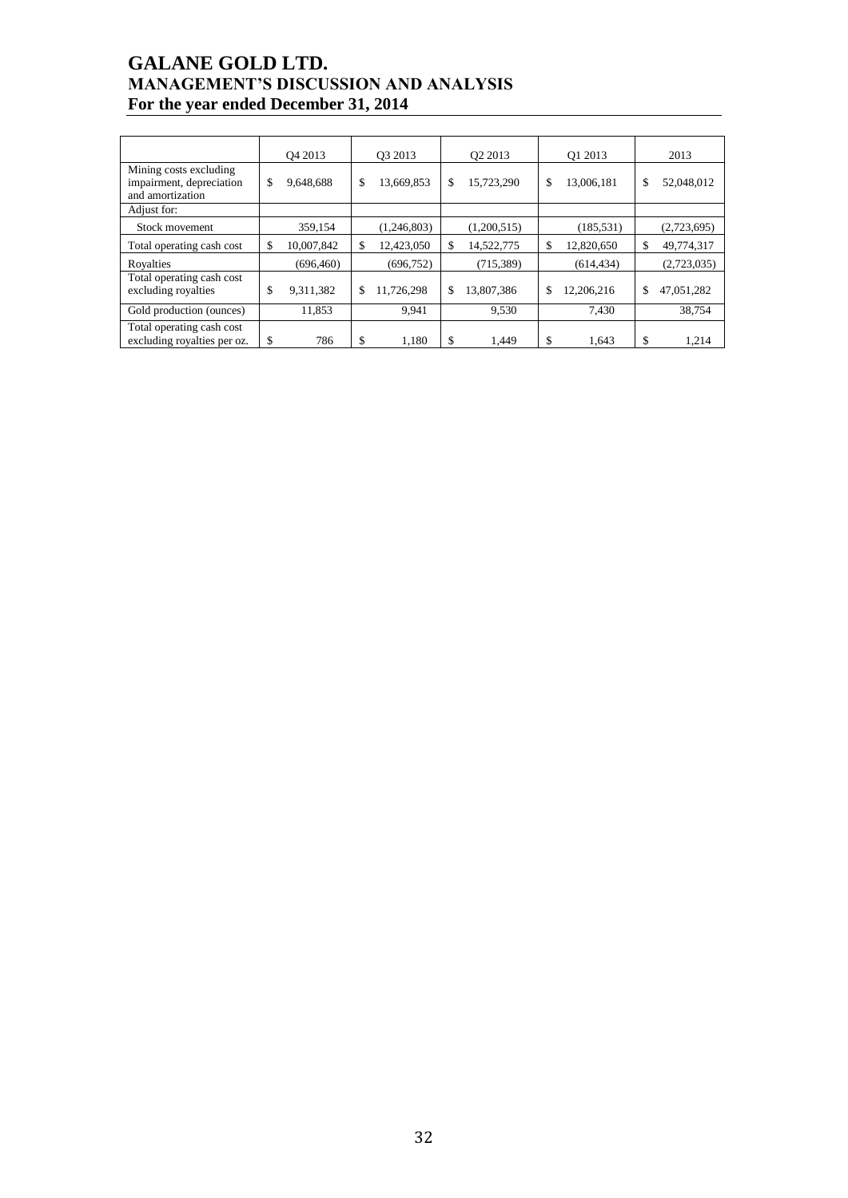# GALANE GOLD LTD.
## MANAGEMENT'S DISCUSSION AND ANALYSIS
### For the year ended December 31, 2014

| | Q4 2013 | Q3 2013 | Q2 2013 | Q1 2013 | 2013 |
|---|---|---|---|---|---|
| Mining costs excluding impairment, depreciation and amortization | $ 9,648,688 | $ 13,669,853 | $ 15,723,290 | $ 13,006,181 | $ 52,048,012 |
| Adjust for: | | | | | |
| Stock movement | 359,154 | (1,246,803) | (1,200,515) | (185,531) | (2,723,695) |
| Total operating cash cost | $ 10,007,842 | $ 12,423,050 | $ 14,522,775 | $ 12,820,650 | $ 49,774,317 |
| Royalties | (696,460) | (696,752) | (715,389) | (614,434) | (2,723,035) |
| Total operating cash cost excluding royalties | $ 9,311,382 | $ 11,726,298 | $ 13,807,386 | $ 12,206,216 | $ 47,051,282 |
| Gold production (ounces) | 11,853 | 9,941 | 9,530 | 7,430 | 38,754 |
| Total operating cash cost excluding royalties per oz. | $ 786 | $ 1,180 | $ 1,449 | $ 1,643 | $ 1,214 |